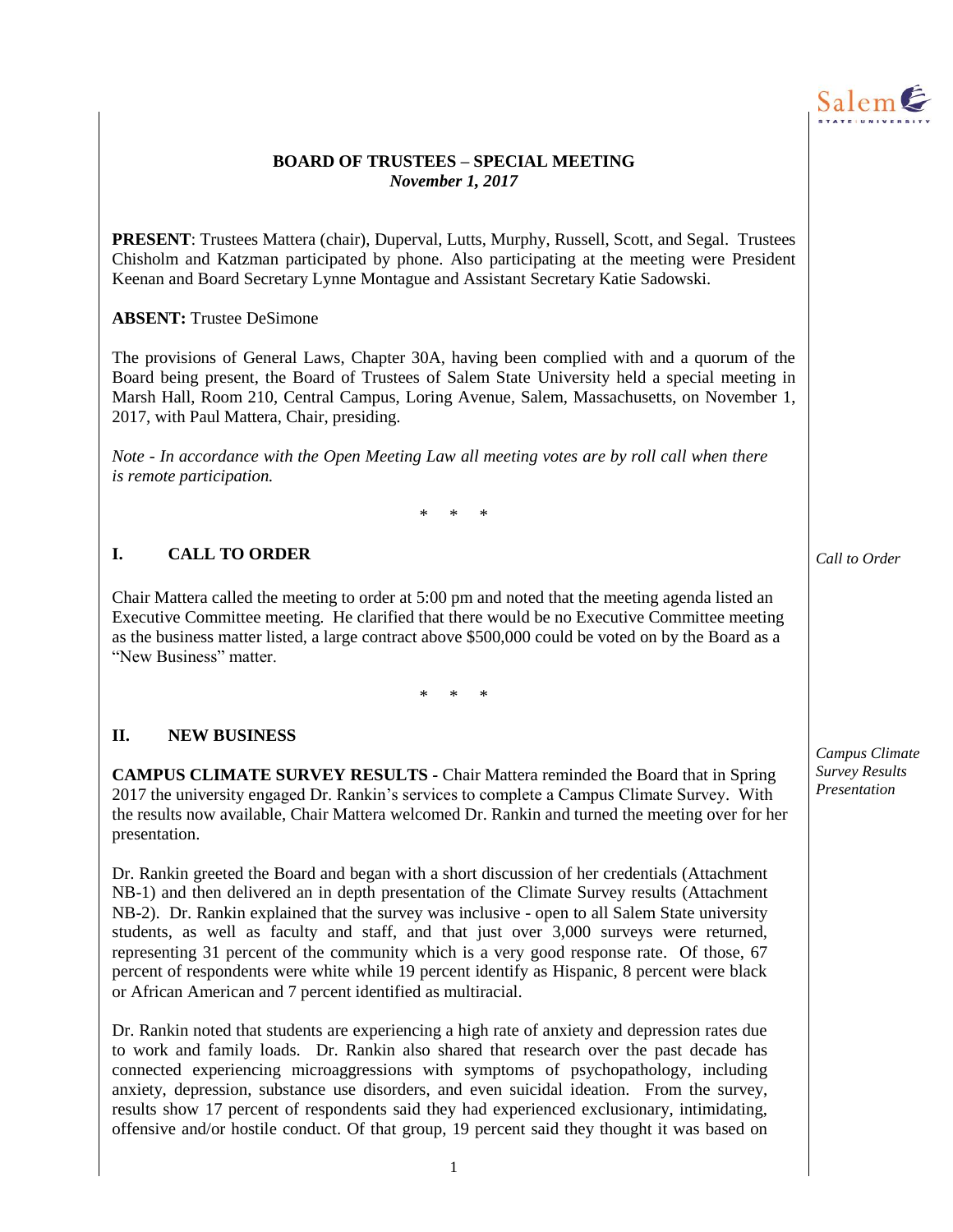## BOARD OF TRUSTEES – SPECIAL MEETING
*November 1, 2017*

**PRESENT**: Trustees Mattera (chair), Duperval, Lutts, Murphy, Russell, Scott, and Segal. Trustees Chisholm and Katzman participated by phone. Also participating at the meeting were President Keenan and Board Secretary Lynne Montague and Assistant Secretary Katie Sadowski.

**ABSENT:** Trustee DeSimone

The provisions of General Laws, Chapter 30A, having been complied with and a quorum of the Board being present, the Board of Trustees of Salem State University held a special meeting in Marsh Hall, Room 210, Central Campus, Loring Avenue, Salem, Massachusetts, on November 1, 2017, with Paul Mattera, Chair, presiding.

*Note - In accordance with the Open Meeting Law all meeting votes are by roll call when there is remote participation.*

\* \* \*

## I. CALL TO ORDER

*Call to Order*

Chair Mattera called the meeting to order at 5:00 pm and noted that the meeting agenda listed an Executive Committee meeting. He clarified that there would be no Executive Committee meeting as the business matter listed, a large contract above $500,000 could be voted on by the Board as a "New Business" matter.

\* \* \*

## II. NEW BUSINESS

*Campus Climate Survey Results Presentation*

**CAMPUS CLIMATE SURVEY RESULTS** - Chair Mattera reminded the Board that in Spring 2017 the university engaged Dr. Rankin's services to complete a Campus Climate Survey. With the results now available, Chair Mattera welcomed Dr. Rankin and turned the meeting over for her presentation.

Dr. Rankin greeted the Board and began with a short discussion of her credentials (Attachment NB-1) and then delivered an in depth presentation of the Climate Survey results (Attachment NB-2). Dr. Rankin explained that the survey was inclusive - open to all Salem State university students, as well as faculty and staff, and that just over 3,000 surveys were returned, representing 31 percent of the community which is a very good response rate. Of those, 67 percent of respondents were white while 19 percent identify as Hispanic, 8 percent were black or African American and 7 percent identified as multiracial.

Dr. Rankin noted that students are experiencing a high rate of anxiety and depression rates due to work and family loads. Dr. Rankin also shared that research over the past decade has connected experiencing microaggressions with symptoms of psychopathology, including anxiety, depression, substance use disorders, and even suicidal ideation. From the survey, results show 17 percent of respondents said they had experienced exclusionary, intimidating, offensive and/or hostile conduct. Of that group, 19 percent said they thought it was based on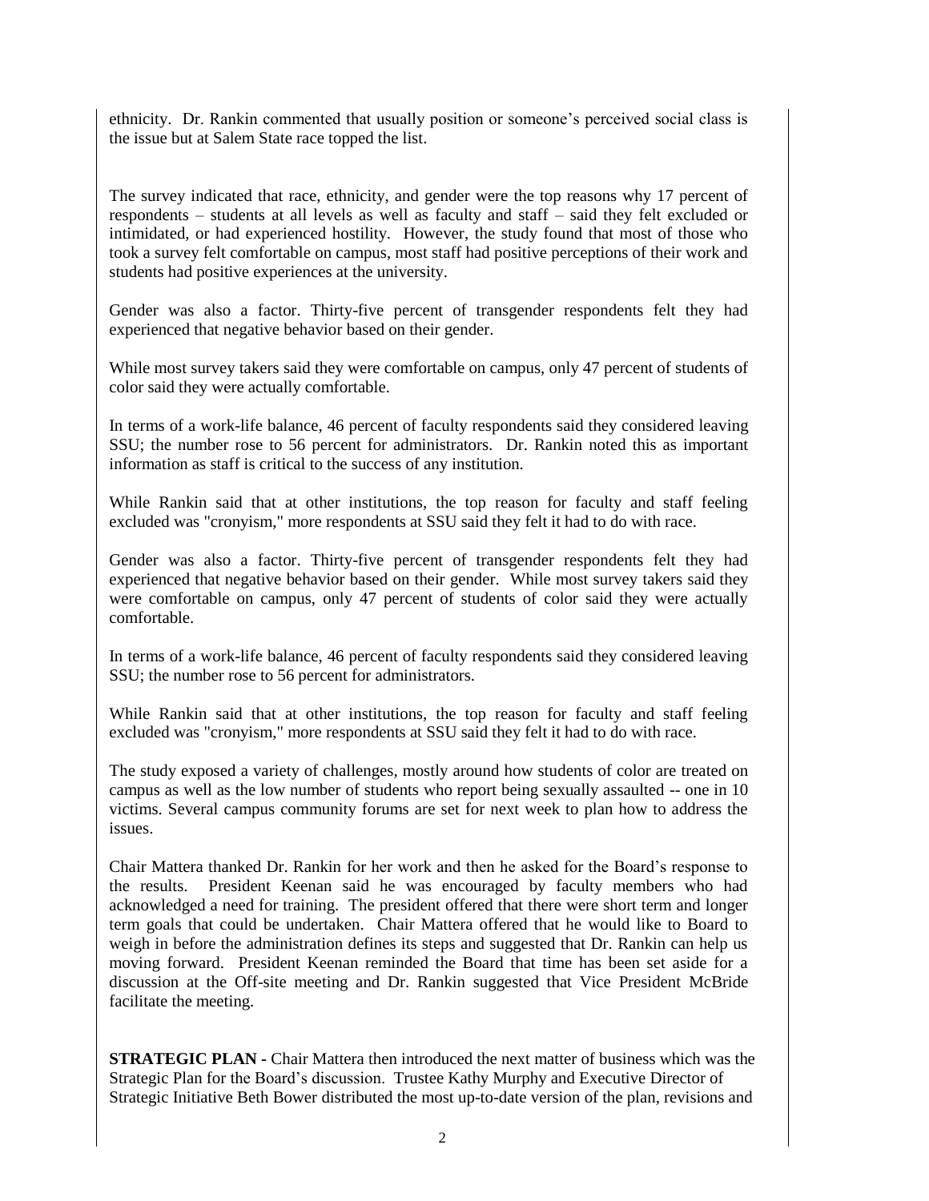ethnicity. Dr. Rankin commented that usually position or someone's perceived social class is the issue but at Salem State race topped the list.

The survey indicated that race, ethnicity, and gender were the top reasons why 17 percent of respondents – students at all levels as well as faculty and staff – said they felt excluded or intimidated, or had experienced hostility. However, the study found that most of those who took a survey felt comfortable on campus, most staff had positive perceptions of their work and students had positive experiences at the university.

Gender was also a factor. Thirty-five percent of transgender respondents felt they had experienced that negative behavior based on their gender.

While most survey takers said they were comfortable on campus, only 47 percent of students of color said they were actually comfortable.

In terms of a work-life balance, 46 percent of faculty respondents said they considered leaving SSU; the number rose to 56 percent for administrators. Dr. Rankin noted this as important information as staff is critical to the success of any institution.

While Rankin said that at other institutions, the top reason for faculty and staff feeling excluded was "cronyism," more respondents at SSU said they felt it had to do with race.

Gender was also a factor. Thirty-five percent of transgender respondents felt they had experienced that negative behavior based on their gender. While most survey takers said they were comfortable on campus, only 47 percent of students of color said they were actually comfortable.

In terms of a work-life balance, 46 percent of faculty respondents said they considered leaving SSU; the number rose to 56 percent for administrators.

While Rankin said that at other institutions, the top reason for faculty and staff feeling excluded was "cronyism," more respondents at SSU said they felt it had to do with race.

The study exposed a variety of challenges, mostly around how students of color are treated on campus as well as the low number of students who report being sexually assaulted -- one in 10 victims. Several campus community forums are set for next week to plan how to address the issues.

Chair Mattera thanked Dr. Rankin for her work and then he asked for the Board's response to the results. President Keenan said he was encouraged by faculty members who had acknowledged a need for training. The president offered that there were short term and longer term goals that could be undertaken. Chair Mattera offered that he would like to Board to weigh in before the administration defines its steps and suggested that Dr. Rankin can help us moving forward. President Keenan reminded the Board that time has been set aside for a discussion at the Off-site meeting and Dr. Rankin suggested that Vice President McBride facilitate the meeting.

**STRATEGIC PLAN -** Chair Mattera then introduced the next matter of business which was the Strategic Plan for the Board's discussion. Trustee Kathy Murphy and Executive Director of Strategic Initiative Beth Bower distributed the most up-to-date version of the plan, revisions and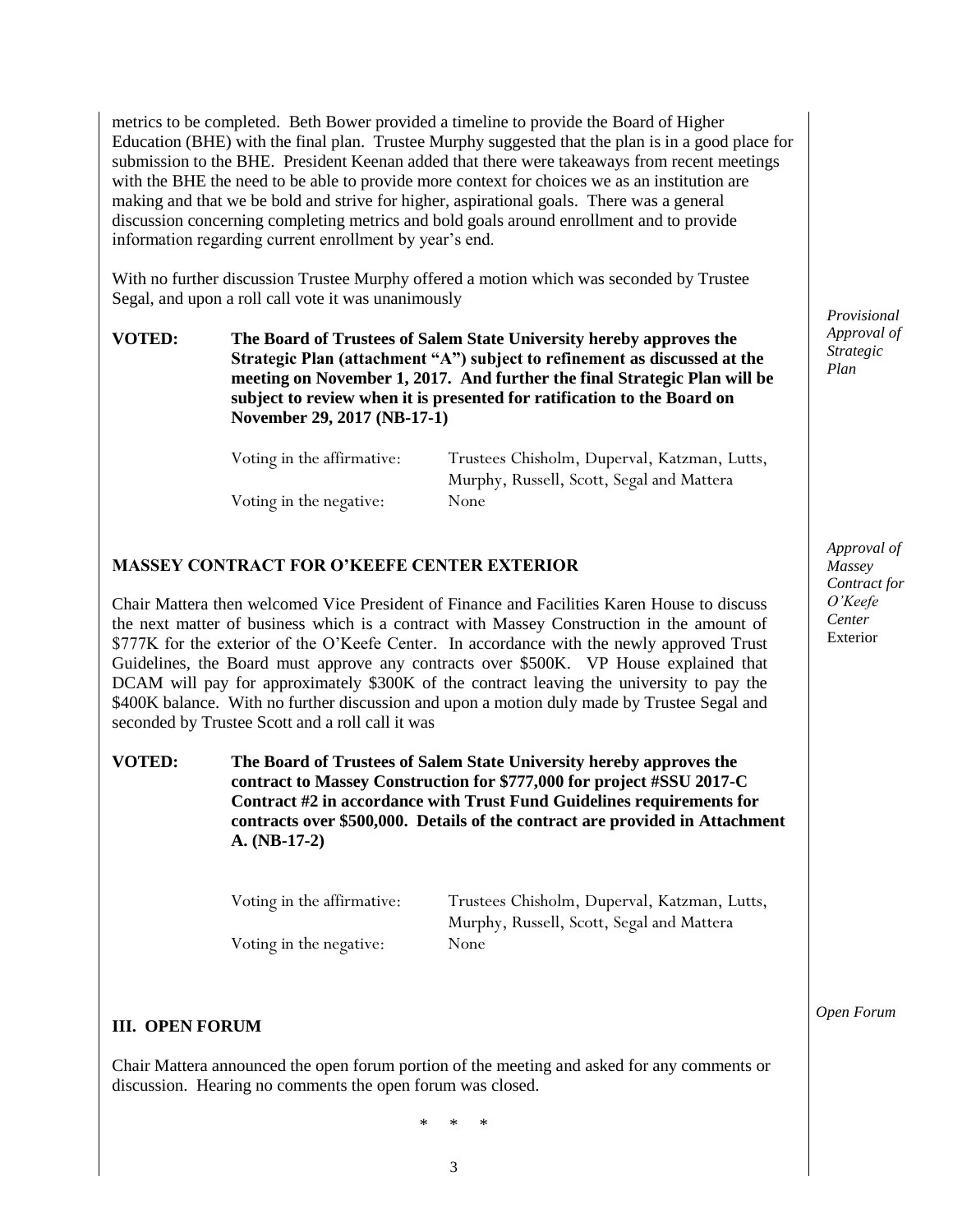metrics to be completed. Beth Bower provided a timeline to provide the Board of Higher Education (BHE) with the final plan. Trustee Murphy suggested that the plan is in a good place for submission to the BHE. President Keenan added that there were takeaways from recent meetings with the BHE the need to be able to provide more context for choices we as an institution are making and that we be bold and strive for higher, aspirational goals. There was a general discussion concerning completing metrics and bold goals around enrollment and to provide information regarding current enrollment by year's end.

With no further discussion Trustee Murphy offered a motion which was seconded by Trustee Segal, and upon a roll call vote it was unanimously

*Provisional Approval of Strategic Plan*

**VOTED:** **The Board of Trustees of Salem State University hereby approves the Strategic Plan (attachment "A") subject to refinement as discussed at the meeting on November 1, 2017. And further the final Strategic Plan will be subject to review when it is presented for ratification to the Board on November 29, 2017 (NB-17-1)**

Voting in the affirmative: Trustees Chisholm, Duperval, Katzman, Lutts, Murphy, Russell, Scott, Segal and Mattera

Voting in the negative: None

### MASSEY CONTRACT FOR O'KEEFE CENTER EXTERIOR

*Approval of Massey Contract for O'Keefe Center* Exterior

Chair Mattera then welcomed Vice President of Finance and Facilities Karen House to discuss the next matter of business which is a contract with Massey Construction in the amount of \$777K for the exterior of the O'Keefe Center. In accordance with the newly approved Trust Guidelines, the Board must approve any contracts over \$500K. VP House explained that DCAM will pay for approximately \$300K of the contract leaving the university to pay the \$400K balance. With no further discussion and upon a motion duly made by Trustee Segal and seconded by Trustee Scott and a roll call it was

**VOTED:** **The Board of Trustees of Salem State University hereby approves the contract to Massey Construction for \$777,000 for project #SSU 2017-C Contract #2 in accordance with Trust Fund Guidelines requirements for contracts over \$500,000. Details of the contract are provided in Attachment A. (NB-17-2)**

Voting in the affirmative: Trustees Chisholm, Duperval, Katzman, Lutts, Murphy, Russell, Scott, Segal and Mattera

Voting in the negative: None

### III. OPEN FORUM

*Open Forum*

Chair Mattera announced the open forum portion of the meeting and asked for any comments or discussion. Hearing no comments the open forum was closed.

\* \* \*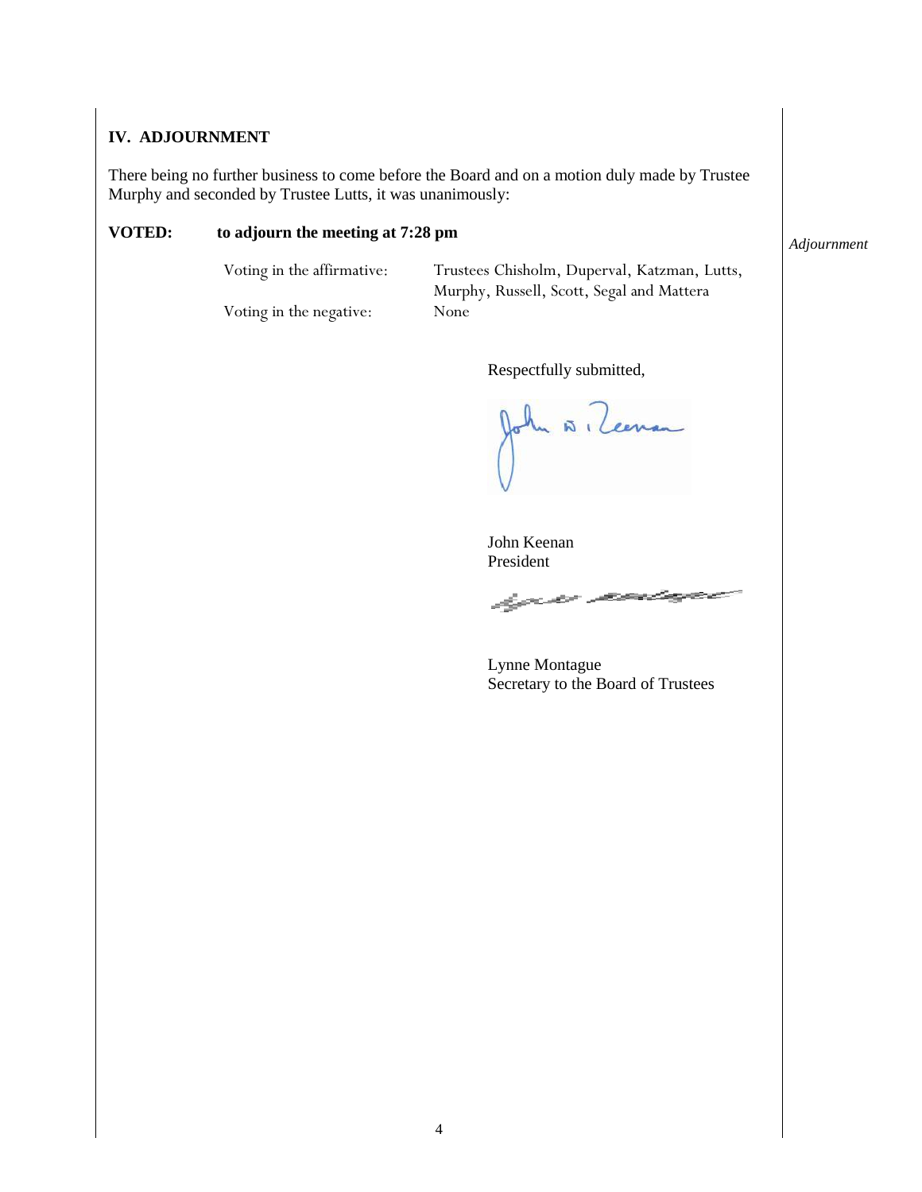## IV. ADJOURNMENT

There being no further business to come before the Board and on a motion duly made by Trustee Murphy and seconded by Trustee Lutts, it was unanimously:

*Adjournment*

**VOTED: to adjourn the meeting at 7:28 pm**

| | |
|---|---|
| Voting in the affirmative: | Trustees Chisholm, Duperval, Katzman, Lutts, Murphy, Russell, Scott, Segal and Mattera |
| Voting in the negative: | None |

Respectfully submitted,

John Keenan
President

Lynne Montague
Secretary to the Board of Trustees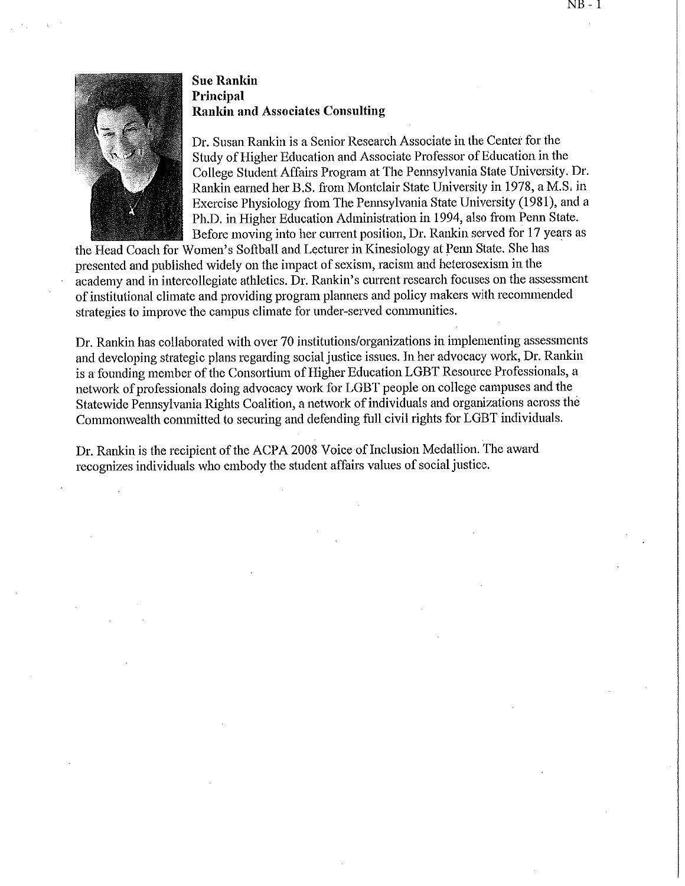**Sue Rankin**
**Principal**
**Rankin and Associates Consulting**

Dr. Susan Rankin is a Senior Research Associate in the Center for the Study of Higher Education and Associate Professor of Education in the College Student Affairs Program at The Pennsylvania State University. Dr. Rankin earned her B.S. from Montclair State University in 1978, a M.S. in Exercise Physiology from The Pennsylvania State University (1981), and a Ph.D. in Higher Education Administration in 1994, also from Penn State. Before moving into her current position, Dr. Rankin served for 17 years as the Head Coach for Women's Softball and Lecturer in Kinesiology at Penn State. She has presented and published widely on the impact of sexism, racism and heterosexism in the academy and in intercollegiate athletics. Dr. Rankin's current research focuses on the assessment of institutional climate and providing program planners and policy makers with recommended strategies to improve the campus climate for under-served communities.

Dr. Rankin has collaborated with over 70 institutions/organizations in implementing assessments and developing strategic plans regarding social justice issues. In her advocacy work, Dr. Rankin is a founding member of the Consortium of Higher Education LGBT Resource Professionals, a network of professionals doing advocacy work for LGBT people on college campuses and the Statewide Pennsylvania Rights Coalition, a network of individuals and organizations across the Commonwealth committed to securing and defending full civil rights for LGBT individuals.

Dr. Rankin is the recipient of the ACPA 2008 Voice of Inclusion Medallion. The award recognizes individuals who embody the student affairs values of social justice.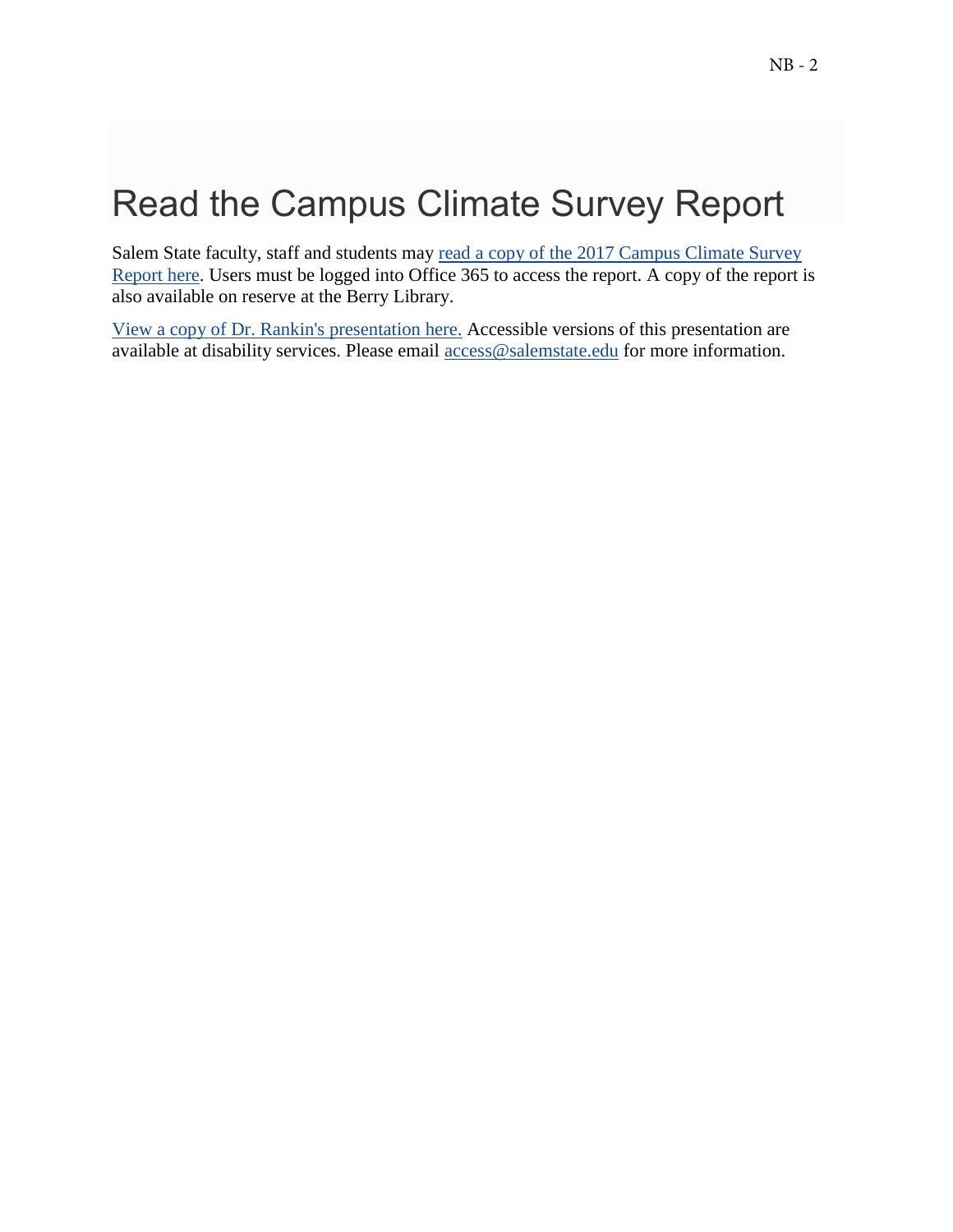# Read the Campus Climate Survey Report

Salem State faculty, staff and students may read a copy of the 2017 Campus Climate Survey Report here. Users must be logged into Office 365 to access the report. A copy of the report is also available on reserve at the Berry Library.

View a copy of Dr. Rankin's presentation here. Accessible versions of this presentation are available at disability services. Please email access@salemstate.edu for more information.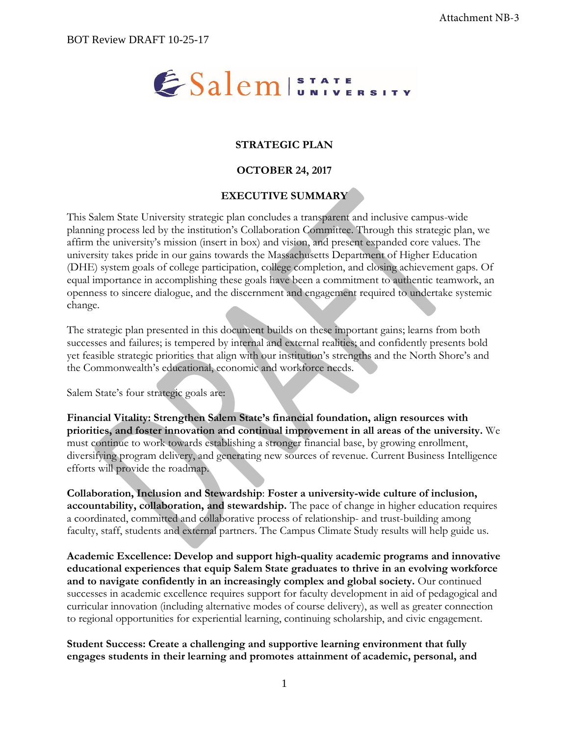# STRATEGIC PLAN

## OCTOBER 24, 2017

## EXECUTIVE SUMMARY

This Salem State University strategic plan concludes a transparent and inclusive campus-wide planning process led by the institution's Collaboration Committee. Through this strategic plan, we affirm the university's mission (insert in box) and vision, and present expanded core values. The university takes pride in our gains towards the Massachusetts Department of Higher Education (DHE) system goals of college participation, college completion, and closing achievement gaps. Of equal importance in accomplishing these goals have been a commitment to authentic teamwork, an openness to sincere dialogue, and the discernment and engagement required to undertake systemic change.

The strategic plan presented in this document builds on these important gains; learns from both successes and failures; is tempered by internal and external realities; and confidently presents bold yet feasible strategic priorities that align with our institution's strengths and the North Shore's and the Commonwealth's educational, economic and workforce needs.

Salem State's four strategic goals are:

**Financial Vitality: Strengthen Salem State's financial foundation, align resources with priorities, and foster innovation and continual improvement in all areas of the university.** We must continue to work towards establishing a stronger financial base, by growing enrollment, diversifying program delivery, and generating new sources of revenue. Current Business Intelligence efforts will provide the roadmap.

**Collaboration, Inclusion and Stewardship**: **Foster a university-wide culture of inclusion, accountability, collaboration, and stewardship.** The pace of change in higher education requires a coordinated, committed and collaborative process of relationship- and trust-building among faculty, staff, students and external partners. The Campus Climate Study results will help guide us.

**Academic Excellence: Develop and support high-quality academic programs and innovative educational experiences that equip Salem State graduates to thrive in an evolving workforce and to navigate confidently in an increasingly complex and global society.** Our continued successes in academic excellence requires support for faculty development in aid of pedagogical and curricular innovation (including alternative modes of course delivery), as well as greater connection to regional opportunities for experiential learning, continuing scholarship, and civic engagement.

**Student Success: Create a challenging and supportive learning environment that fully engages students in their learning and promotes attainment of academic, personal, and**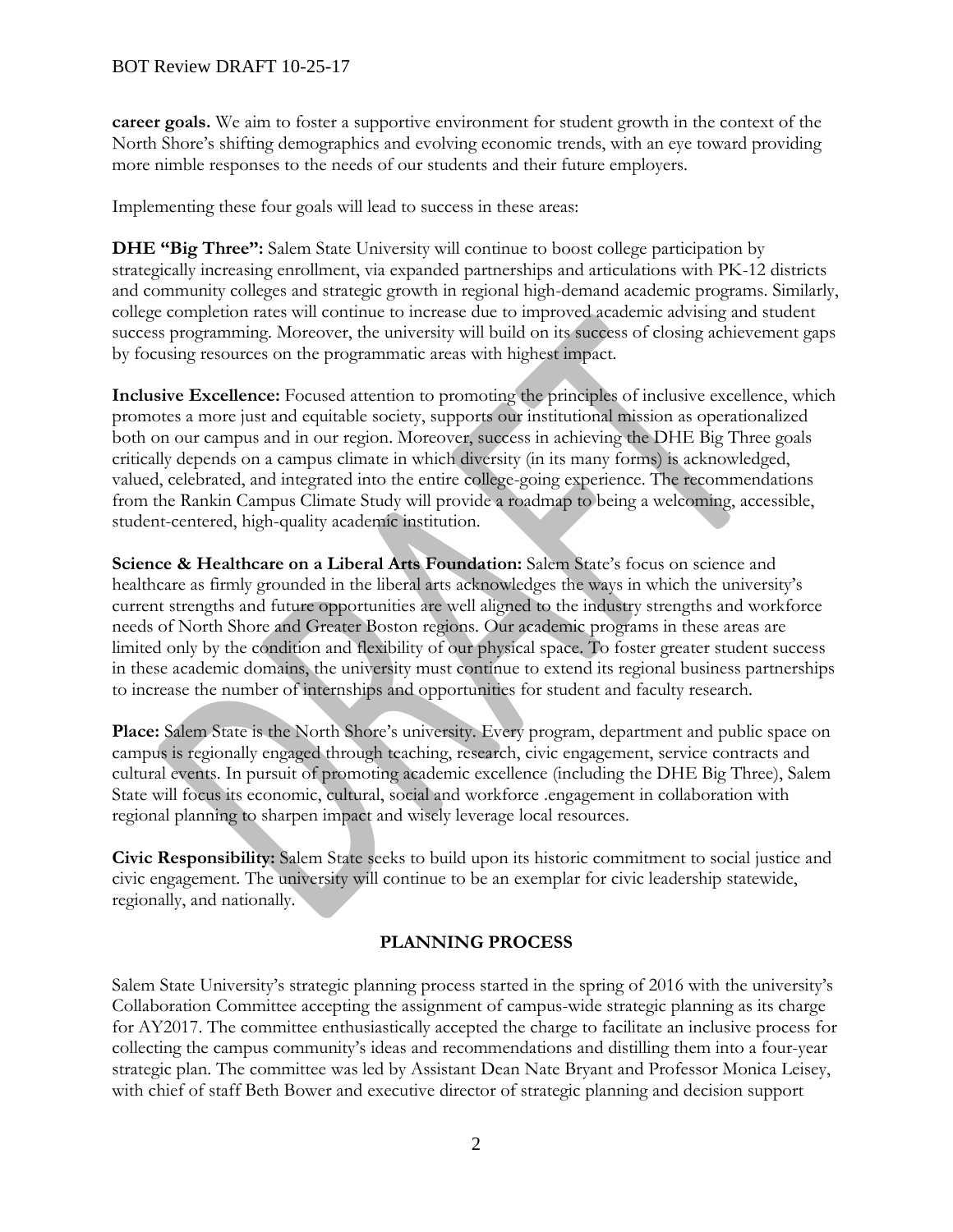**career goals.** We aim to foster a supportive environment for student growth in the context of the North Shore's shifting demographics and evolving economic trends, with an eye toward providing more nimble responses to the needs of our students and their future employers.

Implementing these four goals will lead to success in these areas:

**DHE "Big Three":** Salem State University will continue to boost college participation by strategically increasing enrollment, via expanded partnerships and articulations with PK-12 districts and community colleges and strategic growth in regional high-demand academic programs. Similarly, college completion rates will continue to increase due to improved academic advising and student success programming. Moreover, the university will build on its success of closing achievement gaps by focusing resources on the programmatic areas with highest impact.

**Inclusive Excellence:** Focused attention to promoting the principles of inclusive excellence, which promotes a more just and equitable society, supports our institutional mission as operationalized both on our campus and in our region. Moreover, success in achieving the DHE Big Three goals critically depends on a campus climate in which diversity (in its many forms) is acknowledged, valued, celebrated, and integrated into the entire college-going experience. The recommendations from the Rankin Campus Climate Study will provide a roadmap to being a welcoming, accessible, student-centered, high-quality academic institution.

**Science & Healthcare on a Liberal Arts Foundation:** Salem State's focus on science and healthcare as firmly grounded in the liberal arts acknowledges the ways in which the university's current strengths and future opportunities are well aligned to the industry strengths and workforce needs of North Shore and Greater Boston regions. Our academic programs in these areas are limited only by the condition and flexibility of our physical space. To foster greater student success in these academic domains, the university must continue to extend its regional business partnerships to increase the number of internships and opportunities for student and faculty research.

**Place:** Salem State is the North Shore's university. Every program, department and public space on campus is regionally engaged through teaching, research, civic engagement, service contracts and cultural events. In pursuit of promoting academic excellence (including the DHE Big Three), Salem State will focus its economic, cultural, social and workforce .engagement in collaboration with regional planning to sharpen impact and wisely leverage local resources.

**Civic Responsibility:** Salem State seeks to build upon its historic commitment to social justice and civic engagement. The university will continue to be an exemplar for civic leadership statewide, regionally, and nationally.

## PLANNING PROCESS

Salem State University's strategic planning process started in the spring of 2016 with the university's Collaboration Committee accepting the assignment of campus-wide strategic planning as its charge for AY2017. The committee enthusiastically accepted the charge to facilitate an inclusive process for collecting the campus community's ideas and recommendations and distilling them into a four-year strategic plan. The committee was led by Assistant Dean Nate Bryant and Professor Monica Leisey, with chief of staff Beth Bower and executive director of strategic planning and decision support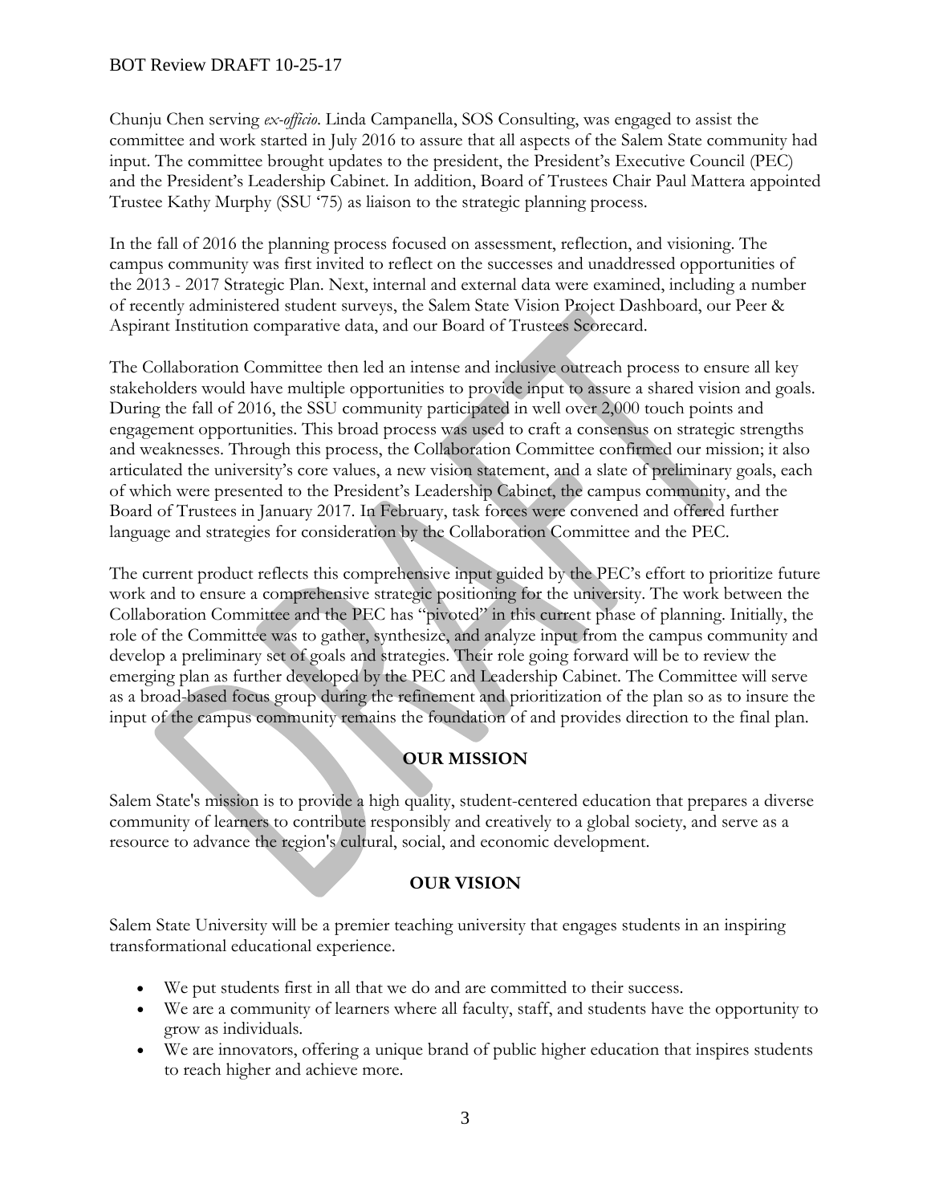Chunju Chen serving *ex-officio*. Linda Campanella, SOS Consulting, was engaged to assist the committee and work started in July 2016 to assure that all aspects of the Salem State community had input. The committee brought updates to the president, the President's Executive Council (PEC) and the President's Leadership Cabinet. In addition, Board of Trustees Chair Paul Mattera appointed Trustee Kathy Murphy (SSU '75) as liaison to the strategic planning process.

In the fall of 2016 the planning process focused on assessment, reflection, and visioning. The campus community was first invited to reflect on the successes and unaddressed opportunities of the 2013 - 2017 Strategic Plan. Next, internal and external data were examined, including a number of recently administered student surveys, the Salem State Vision Project Dashboard, our Peer & Aspirant Institution comparative data, and our Board of Trustees Scorecard.

The Collaboration Committee then led an intense and inclusive outreach process to ensure all key stakeholders would have multiple opportunities to provide input to assure a shared vision and goals. During the fall of 2016, the SSU community participated in well over 2,000 touch points and engagement opportunities. This broad process was used to craft a consensus on strategic strengths and weaknesses. Through this process, the Collaboration Committee confirmed our mission; it also articulated the university's core values, a new vision statement, and a slate of preliminary goals, each of which were presented to the President's Leadership Cabinet, the campus community, and the Board of Trustees in January 2017. In February, task forces were convened and offered further language and strategies for consideration by the Collaboration Committee and the PEC.

The current product reflects this comprehensive input guided by the PEC's effort to prioritize future work and to ensure a comprehensive strategic positioning for the university. The work between the Collaboration Committee and the PEC has "pivoted" in this current phase of planning. Initially, the role of the Committee was to gather, synthesize, and analyze input from the campus community and develop a preliminary set of goals and strategies. Their role going forward will be to review the emerging plan as further developed by the PEC and Leadership Cabinet. The Committee will serve as a broad-based focus group during the refinement and prioritization of the plan so as to insure the input of the campus community remains the foundation of and provides direction to the final plan.

## OUR MISSION

Salem State's mission is to provide a high quality, student-centered education that prepares a diverse community of learners to contribute responsibly and creatively to a global society, and serve as a resource to advance the region's cultural, social, and economic development.

## OUR VISION

Salem State University will be a premier teaching university that engages students in an inspiring transformational educational experience.

- We put students first in all that we do and are committed to their success.
- We are a community of learners where all faculty, staff, and students have the opportunity to grow as individuals.
- We are innovators, offering a unique brand of public higher education that inspires students to reach higher and achieve more.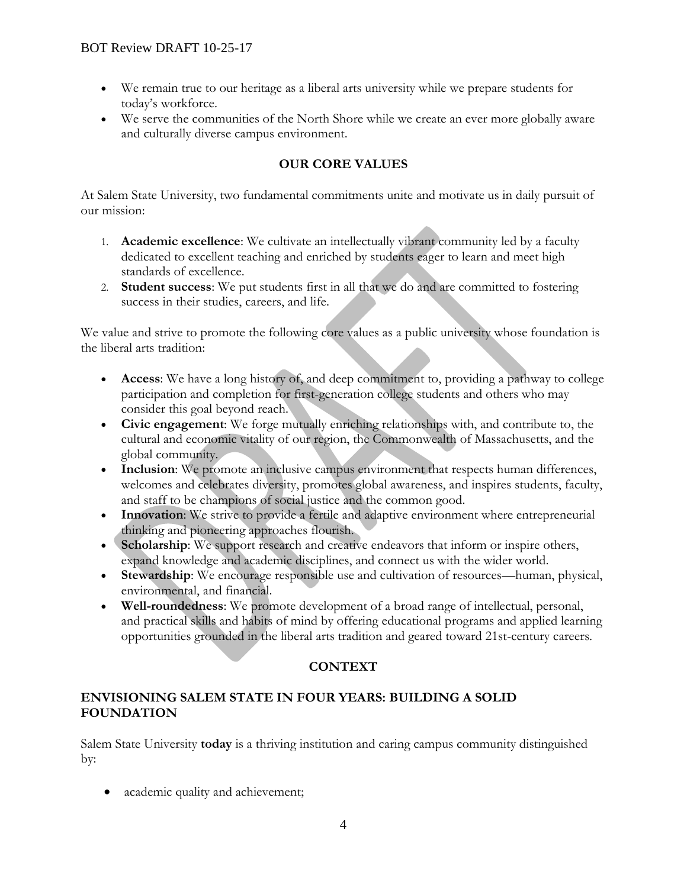- We remain true to our heritage as a liberal arts university while we prepare students for today's workforce.
- We serve the communities of the North Shore while we create an ever more globally aware and culturally diverse campus environment.

## OUR CORE VALUES

At Salem State University, two fundamental commitments unite and motivate us in daily pursuit of our mission:

1. **Academic excellence**: We cultivate an intellectually vibrant community led by a faculty dedicated to excellent teaching and enriched by students eager to learn and meet high standards of excellence.
2. **Student success**: We put students first in all that we do and are committed to fostering success in their studies, careers, and life.

We value and strive to promote the following core values as a public university whose foundation is the liberal arts tradition:

- **Access**: We have a long history of, and deep commitment to, providing a pathway to college participation and completion for first-generation college students and others who may consider this goal beyond reach.
- **Civic engagement**: We forge mutually enriching relationships with, and contribute to, the cultural and economic vitality of our region, the Commonwealth of Massachusetts, and the global community.
- **Inclusion**: We promote an inclusive campus environment that respects human differences, welcomes and celebrates diversity, promotes global awareness, and inspires students, faculty, and staff to be champions of social justice and the common good.
- **Innovation**: We strive to provide a fertile and adaptive environment where entrepreneurial thinking and pioneering approaches flourish.
- **Scholarship**: We support research and creative endeavors that inform or inspire others, expand knowledge and academic disciplines, and connect us with the wider world.
- **Stewardship**: We encourage responsible use and cultivation of resources—human, physical, environmental, and financial.
- **Well-roundedness**: We promote development of a broad range of intellectual, personal, and practical skills and habits of mind by offering educational programs and applied learning opportunities grounded in the liberal arts tradition and geared toward 21st-century careers.

## CONTEXT

### ENVISIONING SALEM STATE IN FOUR YEARS: BUILDING A SOLID FOUNDATION

Salem State University **today** is a thriving institution and caring campus community distinguished by:

- academic quality and achievement;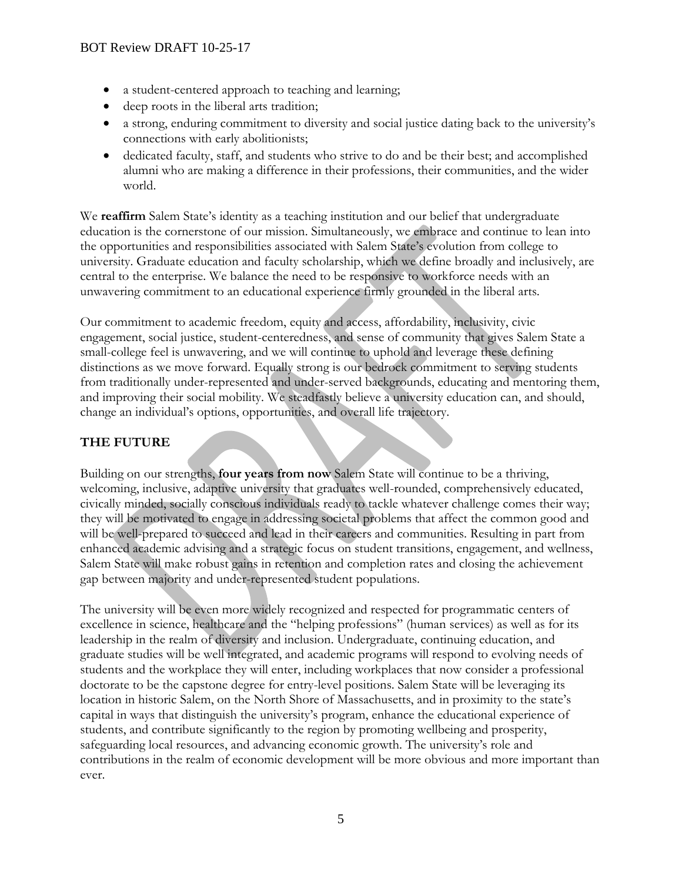- a student-centered approach to teaching and learning;
- deep roots in the liberal arts tradition;
- a strong, enduring commitment to diversity and social justice dating back to the university's connections with early abolitionists;
- dedicated faculty, staff, and students who strive to do and be their best; and accomplished alumni who are making a difference in their professions, their communities, and the wider world.

We **reaffirm** Salem State's identity as a teaching institution and our belief that undergraduate education is the cornerstone of our mission. Simultaneously, we embrace and continue to lean into the opportunities and responsibilities associated with Salem State's evolution from college to university. Graduate education and faculty scholarship, which we define broadly and inclusively, are central to the enterprise. We balance the need to be responsive to workforce needs with an unwavering commitment to an educational experience firmly grounded in the liberal arts.

Our commitment to academic freedom, equity and access, affordability, inclusivity, civic engagement, social justice, student-centeredness, and sense of community that gives Salem State a small-college feel is unwavering, and we will continue to uphold and leverage these defining distinctions as we move forward. Equally strong is our bedrock commitment to serving students from traditionally under-represented and under-served backgrounds, educating and mentoring them, and improving their social mobility. We steadfastly believe a university education can, and should, change an individual's options, opportunities, and overall life trajectory.

## THE FUTURE

Building on our strengths, **four years from now** Salem State will continue to be a thriving, welcoming, inclusive, adaptive university that graduates well-rounded, comprehensively educated, civically minded, socially conscious individuals ready to tackle whatever challenge comes their way; they will be motivated to engage in addressing societal problems that affect the common good and will be well-prepared to succeed and lead in their careers and communities. Resulting in part from enhanced academic advising and a strategic focus on student transitions, engagement, and wellness, Salem State will make robust gains in retention and completion rates and closing the achievement gap between majority and under-represented student populations.

The university will be even more widely recognized and respected for programmatic centers of excellence in science, healthcare and the "helping professions" (human services) as well as for its leadership in the realm of diversity and inclusion. Undergraduate, continuing education, and graduate studies will be well integrated, and academic programs will respond to evolving needs of students and the workplace they will enter, including workplaces that now consider a professional doctorate to be the capstone degree for entry-level positions. Salem State will be leveraging its location in historic Salem, on the North Shore of Massachusetts, and in proximity to the state's capital in ways that distinguish the university's program, enhance the educational experience of students, and contribute significantly to the region by promoting wellbeing and prosperity, safeguarding local resources, and advancing economic growth. The university's role and contributions in the realm of economic development will be more obvious and more important than ever.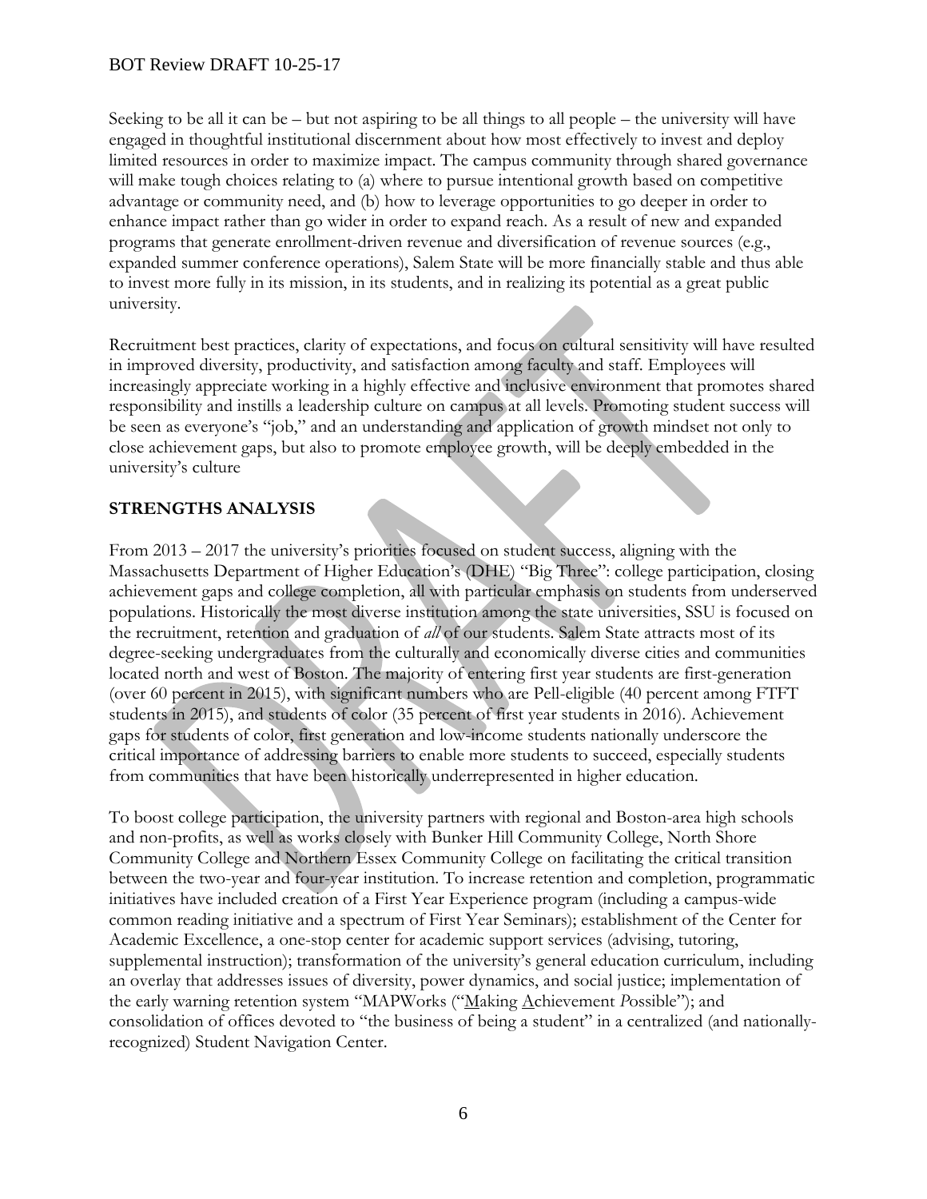Seeking to be all it can be – but not aspiring to be all things to all people – the university will have engaged in thoughtful institutional discernment about how most effectively to invest and deploy limited resources in order to maximize impact. The campus community through shared governance will make tough choices relating to (a) where to pursue intentional growth based on competitive advantage or community need, and (b) how to leverage opportunities to go deeper in order to enhance impact rather than go wider in order to expand reach. As a result of new and expanded programs that generate enrollment-driven revenue and diversification of revenue sources (e.g., expanded summer conference operations), Salem State will be more financially stable and thus able to invest more fully in its mission, in its students, and in realizing its potential as a great public university.

Recruitment best practices, clarity of expectations, and focus on cultural sensitivity will have resulted in improved diversity, productivity, and satisfaction among faculty and staff. Employees will increasingly appreciate working in a highly effective and inclusive environment that promotes shared responsibility and instills a leadership culture on campus at all levels. Promoting student success will be seen as everyone's "job," and an understanding and application of growth mindset not only to close achievement gaps, but also to promote employee growth, will be deeply embedded in the university's culture

## STRENGTHS ANALYSIS

From 2013 – 2017 the university's priorities focused on student success, aligning with the Massachusetts Department of Higher Education's (DHE) "Big Three": college participation, closing achievement gaps and college completion, all with particular emphasis on students from underserved populations. Historically the most diverse institution among the state universities, SSU is focused on the recruitment, retention and graduation of *all* of our students. Salem State attracts most of its degree-seeking undergraduates from the culturally and economically diverse cities and communities located north and west of Boston. The majority of entering first year students are first-generation (over 60 percent in 2015), with significant numbers who are Pell-eligible (40 percent among FTFT students in 2015), and students of color (35 percent of first year students in 2016). Achievement gaps for students of color, first generation and low-income students nationally underscore the critical importance of addressing barriers to enable more students to succeed, especially students from communities that have been historically underrepresented in higher education.

To boost college participation, the university partners with regional and Boston-area high schools and non-profits, as well as works closely with Bunker Hill Community College, North Shore Community College and Northern Essex Community College on facilitating the critical transition between the two-year and four-year institution. To increase retention and completion, programmatic initiatives have included creation of a First Year Experience program (including a campus-wide common reading initiative and a spectrum of First Year Seminars); establishment of the Center for Academic Excellence, a one-stop center for academic support services (advising, tutoring, supplemental instruction); transformation of the university's general education curriculum, including an overlay that addresses issues of diversity, power dynamics, and social justice; implementation of the early warning retention system "MAPWorks ("Making Achievement Possible"); and consolidation of offices devoted to "the business of being a student" in a centralized (and nationally-recognized) Student Navigation Center.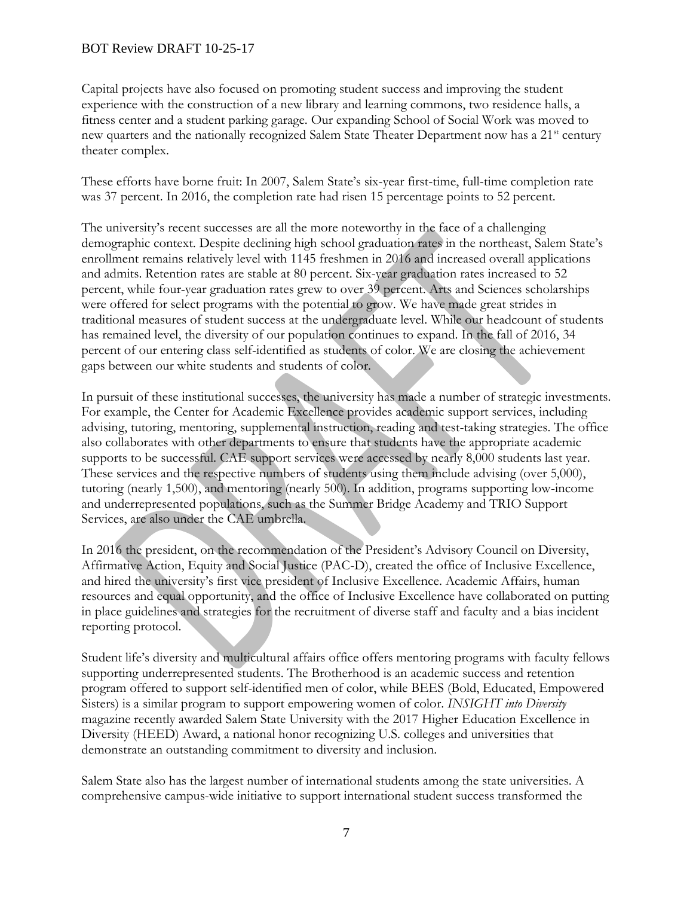Capital projects have also focused on promoting student success and improving the student experience with the construction of a new library and learning commons, two residence halls, a fitness center and a student parking garage. Our expanding School of Social Work was moved to new quarters and the nationally recognized Salem State Theater Department now has a 21st century theater complex.

These efforts have borne fruit: In 2007, Salem State's six-year first-time, full-time completion rate was 37 percent. In 2016, the completion rate had risen 15 percentage points to 52 percent.

The university's recent successes are all the more noteworthy in the face of a challenging demographic context. Despite declining high school graduation rates in the northeast, Salem State's enrollment remains relatively level with 1145 freshmen in 2016 and increased overall applications and admits. Retention rates are stable at 80 percent. Six-year graduation rates increased to 52 percent, while four-year graduation rates grew to over 39 percent. Arts and Sciences scholarships were offered for select programs with the potential to grow. We have made great strides in traditional measures of student success at the undergraduate level. While our headcount of students has remained level, the diversity of our population continues to expand. In the fall of 2016, 34 percent of our entering class self-identified as students of color. We are closing the achievement gaps between our white students and students of color.

In pursuit of these institutional successes, the university has made a number of strategic investments. For example, the Center for Academic Excellence provides academic support services, including advising, tutoring, mentoring, supplemental instruction, reading and test-taking strategies. The office also collaborates with other departments to ensure that students have the appropriate academic supports to be successful. CAE support services were accessed by nearly 8,000 students last year. These services and the respective numbers of students using them include advising (over 5,000), tutoring (nearly 1,500), and mentoring (nearly 500). In addition, programs supporting low-income and underrepresented populations, such as the Summer Bridge Academy and TRIO Support Services, are also under the CAE umbrella.

In 2016 the president, on the recommendation of the President's Advisory Council on Diversity, Affirmative Action, Equity and Social Justice (PAC-D), created the office of Inclusive Excellence, and hired the university's first vice president of Inclusive Excellence. Academic Affairs, human resources and equal opportunity, and the office of Inclusive Excellence have collaborated on putting in place guidelines and strategies for the recruitment of diverse staff and faculty and a bias incident reporting protocol.

Student life's diversity and multicultural affairs office offers mentoring programs with faculty fellows supporting underrepresented students. The Brotherhood is an academic success and retention program offered to support self-identified men of color, while BEES (Bold, Educated, Empowered Sisters) is a similar program to support empowering women of color. *INSIGHT into Diversity* magazine recently awarded Salem State University with the 2017 Higher Education Excellence in Diversity (HEED) Award, a national honor recognizing U.S. colleges and universities that demonstrate an outstanding commitment to diversity and inclusion.

Salem State also has the largest number of international students among the state universities. A comprehensive campus-wide initiative to support international student success transformed the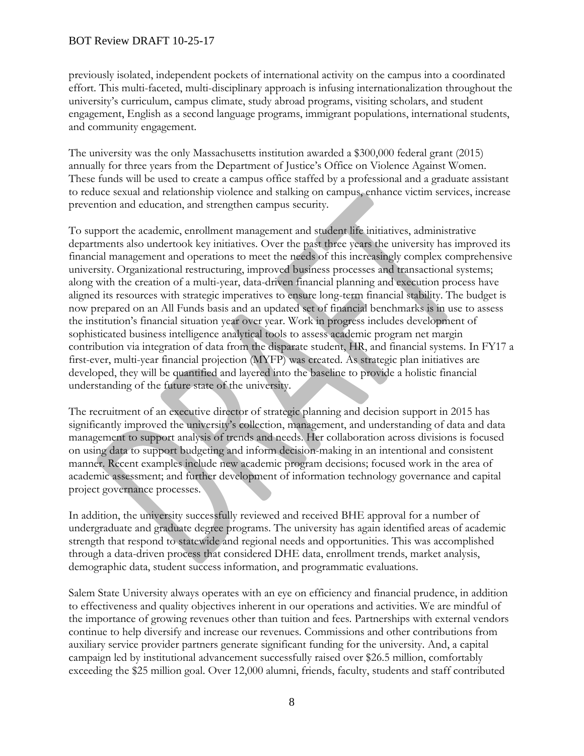previously isolated, independent pockets of international activity on the campus into a coordinated effort. This multi-faceted, multi-disciplinary approach is infusing internationalization throughout the university's curriculum, campus climate, study abroad programs, visiting scholars, and student engagement, English as a second language programs, immigrant populations, international students, and community engagement.

The university was the only Massachusetts institution awarded a $300,000 federal grant (2015) annually for three years from the Department of Justice's Office on Violence Against Women. These funds will be used to create a campus office staffed by a professional and a graduate assistant to reduce sexual and relationship violence and stalking on campus, enhance victim services, increase prevention and education, and strengthen campus security.

To support the academic, enrollment management and student life initiatives, administrative departments also undertook key initiatives. Over the past three years the university has improved its financial management and operations to meet the needs of this increasingly complex comprehensive university. Organizational restructuring, improved business processes and transactional systems; along with the creation of a multi-year, data-driven financial planning and execution process have aligned its resources with strategic imperatives to ensure long-term financial stability. The budget is now prepared on an All Funds basis and an updated set of financial benchmarks is in use to assess the institution's financial situation year over year. Work in progress includes development of sophisticated business intelligence analytical tools to assess academic program net margin contribution via integration of data from the disparate student, HR, and financial systems. In FY17 a first-ever, multi-year financial projection (MYFP) was created. As strategic plan initiatives are developed, they will be quantified and layered into the baseline to provide a holistic financial understanding of the future state of the university.

The recruitment of an executive director of strategic planning and decision support in 2015 has significantly improved the university's collection, management, and understanding of data and data management to support analysis of trends and needs. Her collaboration across divisions is focused on using data to support budgeting and inform decision-making in an intentional and consistent manner. Recent examples include new academic program decisions; focused work in the area of academic assessment; and further development of information technology governance and capital project governance processes.

In addition, the university successfully reviewed and received BHE approval for a number of undergraduate and graduate degree programs. The university has again identified areas of academic strength that respond to statewide and regional needs and opportunities. This was accomplished through a data-driven process that considered DHE data, enrollment trends, market analysis, demographic data, student success information, and programmatic evaluations.

Salem State University always operates with an eye on efficiency and financial prudence, in addition to effectiveness and quality objectives inherent in our operations and activities. We are mindful of the importance of growing revenues other than tuition and fees. Partnerships with external vendors continue to help diversify and increase our revenues. Commissions and other contributions from auxiliary service provider partners generate significant funding for the university. And, a capital campaign led by institutional advancement successfully raised over $26.5 million, comfortably exceeding the $25 million goal. Over 12,000 alumni, friends, faculty, students and staff contributed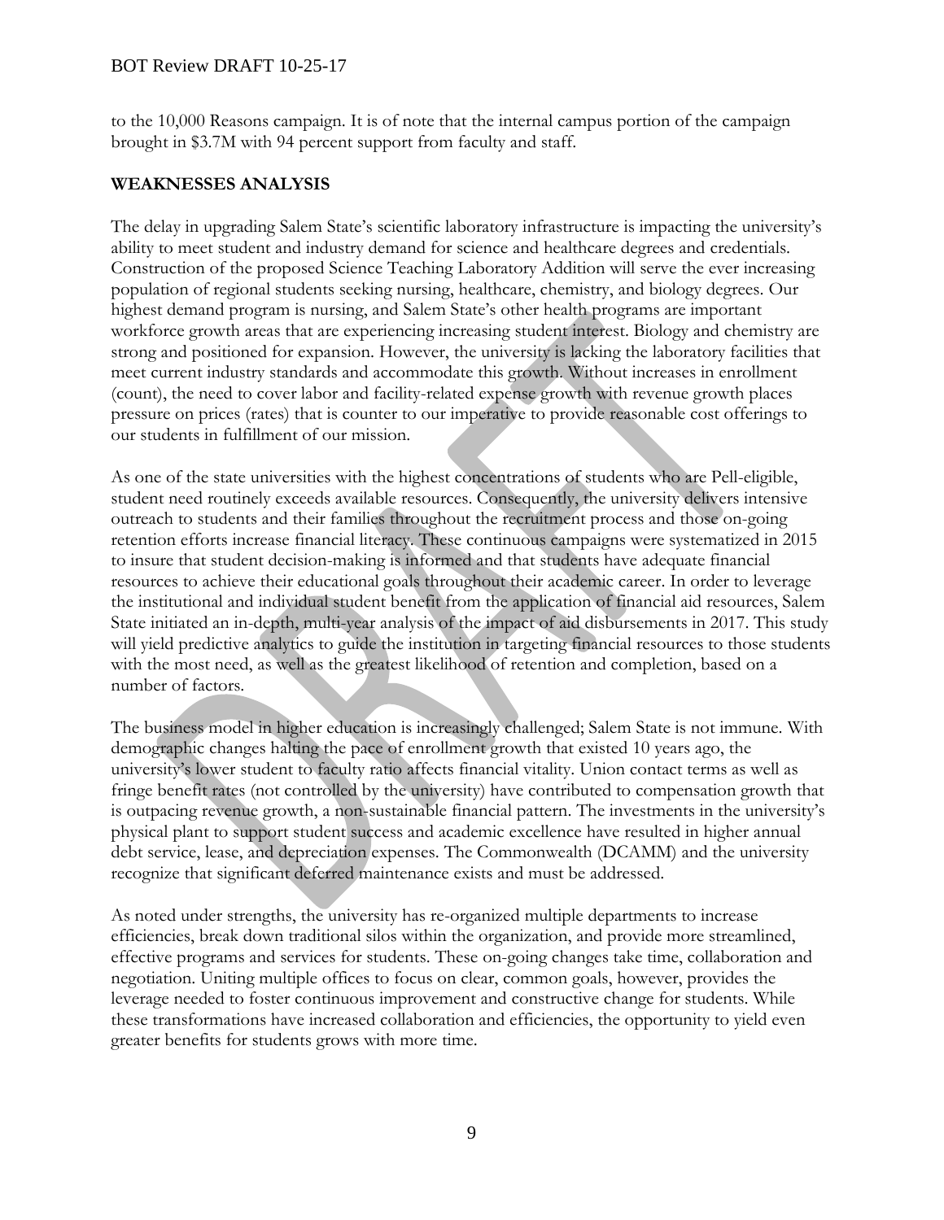to the 10,000 Reasons campaign. It is of note that the internal campus portion of the campaign brought in $3.7M with 94 percent support from faculty and staff.

**WEAKNESSES ANALYSIS**

The delay in upgrading Salem State's scientific laboratory infrastructure is impacting the university's ability to meet student and industry demand for science and healthcare degrees and credentials. Construction of the proposed Science Teaching Laboratory Addition will serve the ever increasing population of regional students seeking nursing, healthcare, chemistry, and biology degrees. Our highest demand program is nursing, and Salem State's other health programs are important workforce growth areas that are experiencing increasing student interest. Biology and chemistry are strong and positioned for expansion. However, the university is lacking the laboratory facilities that meet current industry standards and accommodate this growth. Without increases in enrollment (count), the need to cover labor and facility-related expense growth with revenue growth places pressure on prices (rates) that is counter to our imperative to provide reasonable cost offerings to our students in fulfillment of our mission.

As one of the state universities with the highest concentrations of students who are Pell-eligible, student need routinely exceeds available resources. Consequently, the university delivers intensive outreach to students and their families throughout the recruitment process and those on-going retention efforts increase financial literacy. These continuous campaigns were systematized in 2015 to insure that student decision-making is informed and that students have adequate financial resources to achieve their educational goals throughout their academic career. In order to leverage the institutional and individual student benefit from the application of financial aid resources, Salem State initiated an in-depth, multi-year analysis of the impact of aid disbursements in 2017. This study will yield predictive analytics to guide the institution in targeting financial resources to those students with the most need, as well as the greatest likelihood of retention and completion, based on a number of factors.

The business model in higher education is increasingly challenged; Salem State is not immune. With demographic changes halting the pace of enrollment growth that existed 10 years ago, the university's lower student to faculty ratio affects financial vitality. Union contact terms as well as fringe benefit rates (not controlled by the university) have contributed to compensation growth that is outpacing revenue growth, a non-sustainable financial pattern. The investments in the university's physical plant to support student success and academic excellence have resulted in higher annual debt service, lease, and depreciation expenses. The Commonwealth (DCAMM) and the university recognize that significant deferred maintenance exists and must be addressed.

As noted under strengths, the university has re-organized multiple departments to increase efficiencies, break down traditional silos within the organization, and provide more streamlined, effective programs and services for students. These on-going changes take time, collaboration and negotiation. Uniting multiple offices to focus on clear, common goals, however, provides the leverage needed to foster continuous improvement and constructive change for students. While these transformations have increased collaboration and efficiencies, the opportunity to yield even greater benefits for students grows with more time.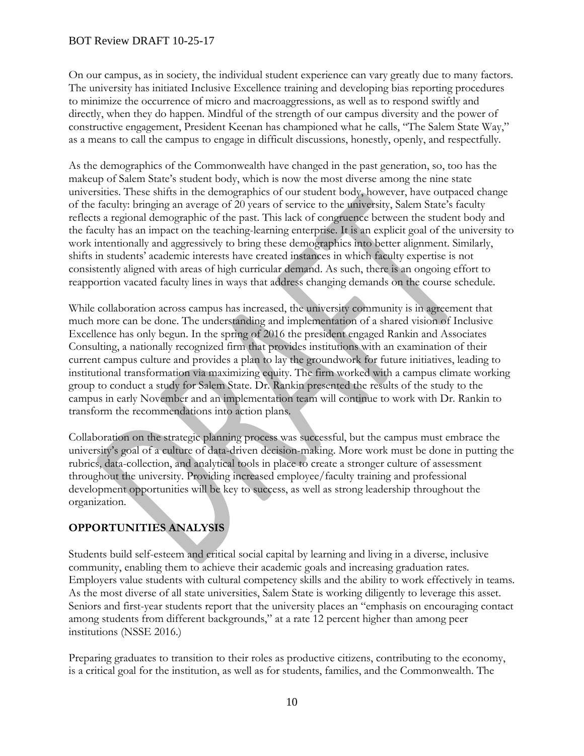On our campus, as in society, the individual student experience can vary greatly due to many factors. The university has initiated Inclusive Excellence training and developing bias reporting procedures to minimize the occurrence of micro and macroaggressions, as well as to respond swiftly and directly, when they do happen. Mindful of the strength of our campus diversity and the power of constructive engagement, President Keenan has championed what he calls, "The Salem State Way," as a means to call the campus to engage in difficult discussions, honestly, openly, and respectfully.

As the demographics of the Commonwealth have changed in the past generation, so, too has the makeup of Salem State's student body, which is now the most diverse among the nine state universities. These shifts in the demographics of our student body, however, have outpaced change of the faculty: bringing an average of 20 years of service to the university, Salem State's faculty reflects a regional demographic of the past. This lack of congruence between the student body and the faculty has an impact on the teaching-learning enterprise. It is an explicit goal of the university to work intentionally and aggressively to bring these demographics into better alignment. Similarly, shifts in students' academic interests have created instances in which faculty expertise is not consistently aligned with areas of high curricular demand. As such, there is an ongoing effort to reapportion vacated faculty lines in ways that address changing demands on the course schedule.

While collaboration across campus has increased, the university community is in agreement that much more can be done. The understanding and implementation of a shared vision of Inclusive Excellence has only begun. In the spring of 2016 the president engaged Rankin and Associates Consulting, a nationally recognized firm that provides institutions with an examination of their current campus culture and provides a plan to lay the groundwork for future initiatives, leading to institutional transformation via maximizing equity. The firm worked with a campus climate working group to conduct a study for Salem State. Dr. Rankin presented the results of the study to the campus in early November and an implementation team will continue to work with Dr. Rankin to transform the recommendations into action plans.

Collaboration on the strategic planning process was successful, but the campus must embrace the university's goal of a culture of data-driven decision-making. More work must be done in putting the rubrics, data-collection, and analytical tools in place to create a stronger culture of assessment throughout the university. Providing increased employee/faculty training and professional development opportunities will be key to success, as well as strong leadership throughout the organization.

## OPPORTUNITIES ANALYSIS

Students build self-esteem and critical social capital by learning and living in a diverse, inclusive community, enabling them to achieve their academic goals and increasing graduation rates. Employers value students with cultural competency skills and the ability to work effectively in teams. As the most diverse of all state universities, Salem State is working diligently to leverage this asset. Seniors and first-year students report that the university places an "emphasis on encouraging contact among students from different backgrounds," at a rate 12 percent higher than among peer institutions (NSSE 2016.)

Preparing graduates to transition to their roles as productive citizens, contributing to the economy, is a critical goal for the institution, as well as for students, families, and the Commonwealth. The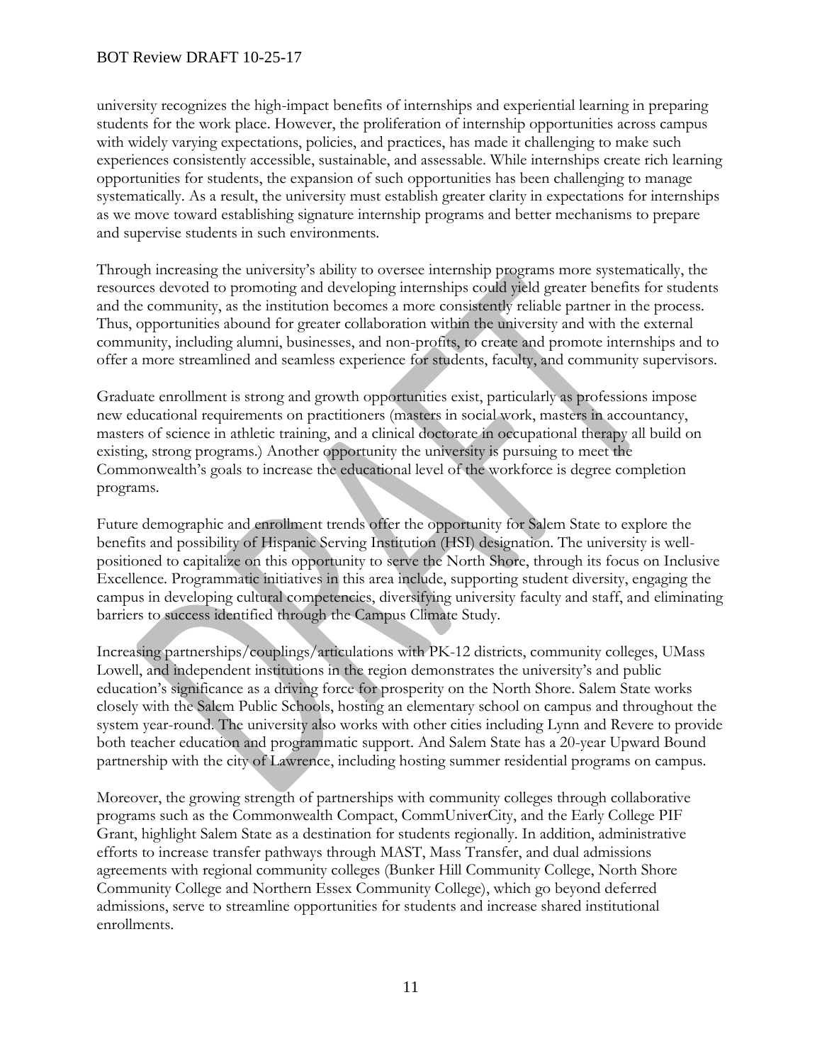university recognizes the high-impact benefits of internships and experiential learning in preparing students for the work place. However, the proliferation of internship opportunities across campus with widely varying expectations, policies, and practices, has made it challenging to make such experiences consistently accessible, sustainable, and assessable. While internships create rich learning opportunities for students, the expansion of such opportunities has been challenging to manage systematically. As a result, the university must establish greater clarity in expectations for internships as we move toward establishing signature internship programs and better mechanisms to prepare and supervise students in such environments.

Through increasing the university's ability to oversee internship programs more systematically, the resources devoted to promoting and developing internships could yield greater benefits for students and the community, as the institution becomes a more consistently reliable partner in the process. Thus, opportunities abound for greater collaboration within the university and with the external community, including alumni, businesses, and non-profits, to create and promote internships and to offer a more streamlined and seamless experience for students, faculty, and community supervisors.

Graduate enrollment is strong and growth opportunities exist, particularly as professions impose new educational requirements on practitioners (masters in social work, masters in accountancy, masters of science in athletic training, and a clinical doctorate in occupational therapy all build on existing, strong programs.) Another opportunity the university is pursuing to meet the Commonwealth's goals to increase the educational level of the workforce is degree completion programs.

Future demographic and enrollment trends offer the opportunity for Salem State to explore the benefits and possibility of Hispanic Serving Institution (HSI) designation. The university is well-positioned to capitalize on this opportunity to serve the North Shore, through its focus on Inclusive Excellence. Programmatic initiatives in this area include, supporting student diversity, engaging the campus in developing cultural competencies, diversifying university faculty and staff, and eliminating barriers to success identified through the Campus Climate Study.

Increasing partnerships/couplings/articulations with PK-12 districts, community colleges, UMass Lowell, and independent institutions in the region demonstrates the university's and public education's significance as a driving force for prosperity on the North Shore. Salem State works closely with the Salem Public Schools, hosting an elementary school on campus and throughout the system year-round. The university also works with other cities including Lynn and Revere to provide both teacher education and programmatic support. And Salem State has a 20-year Upward Bound partnership with the city of Lawrence, including hosting summer residential programs on campus.

Moreover, the growing strength of partnerships with community colleges through collaborative programs such as the Commonwealth Compact, CommUniverCity, and the Early College PIF Grant, highlight Salem State as a destination for students regionally. In addition, administrative efforts to increase transfer pathways through MAST, Mass Transfer, and dual admissions agreements with regional community colleges (Bunker Hill Community College, North Shore Community College and Northern Essex Community College), which go beyond deferred admissions, serve to streamline opportunities for students and increase shared institutional enrollments.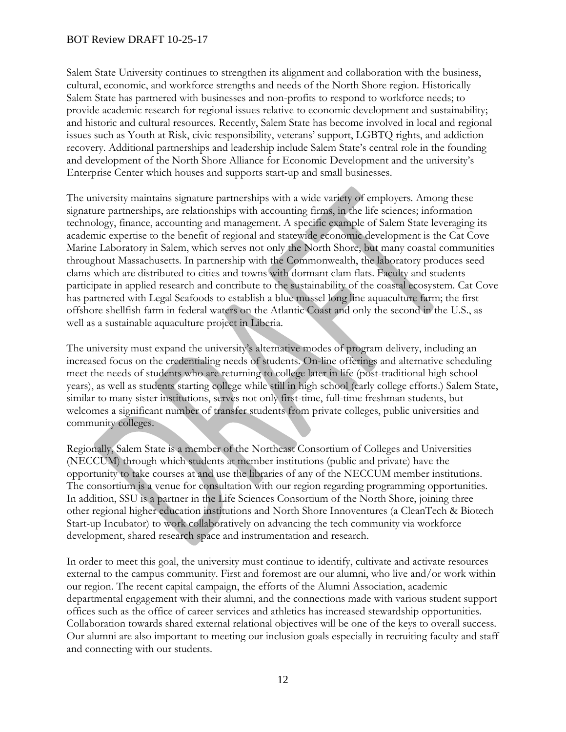Salem State University continues to strengthen its alignment and collaboration with the business, cultural, economic, and workforce strengths and needs of the North Shore region. Historically Salem State has partnered with businesses and non-profits to respond to workforce needs; to provide academic research for regional issues relative to economic development and sustainability; and historic and cultural resources. Recently, Salem State has become involved in local and regional issues such as Youth at Risk, civic responsibility, veterans' support, LGBTQ rights, and addiction recovery. Additional partnerships and leadership include Salem State's central role in the founding and development of the North Shore Alliance for Economic Development and the university's Enterprise Center which houses and supports start-up and small businesses.

The university maintains signature partnerships with a wide variety of employers. Among these signature partnerships, are relationships with accounting firms, in the life sciences; information technology, finance, accounting and management. A specific example of Salem State leveraging its academic expertise to the benefit of regional and statewide economic development is the Cat Cove Marine Laboratory in Salem, which serves not only the North Shore, but many coastal communities throughout Massachusetts. In partnership with the Commonwealth, the laboratory produces seed clams which are distributed to cities and towns with dormant clam flats. Faculty and students participate in applied research and contribute to the sustainability of the coastal ecosystem. Cat Cove has partnered with Legal Seafoods to establish a blue mussel long line aquaculture farm; the first offshore shellfish farm in federal waters on the Atlantic Coast and only the second in the U.S., as well as a sustainable aquaculture project in Liberia.

The university must expand the university's alternative modes of program delivery, including an increased focus on the credentialing needs of students. On-line offerings and alternative scheduling meet the needs of students who are returning to college later in life (post-traditional high school years), as well as students starting college while still in high school (early college efforts.) Salem State, similar to many sister institutions, serves not only first-time, full-time freshman students, but welcomes a significant number of transfer students from private colleges, public universities and community colleges.

Regionally, Salem State is a member of the Northeast Consortium of Colleges and Universities (NECCUM) through which students at member institutions (public and private) have the opportunity to take courses at and use the libraries of any of the NECCUM member institutions. The consortium is a venue for consultation with our region regarding programming opportunities. In addition, SSU is a partner in the Life Sciences Consortium of the North Shore, joining three other regional higher education institutions and North Shore Innoventures (a CleanTech & Biotech Start-up Incubator) to work collaboratively on advancing the tech community via workforce development, shared research space and instrumentation and research.

In order to meet this goal, the university must continue to identify, cultivate and activate resources external to the campus community. First and foremost are our alumni, who live and/or work within our region. The recent capital campaign, the efforts of the Alumni Association, academic departmental engagement with their alumni, and the connections made with various student support offices such as the office of career services and athletics has increased stewardship opportunities. Collaboration towards shared external relational objectives will be one of the keys to overall success. Our alumni are also important to meeting our inclusion goals especially in recruiting faculty and staff and connecting with our students.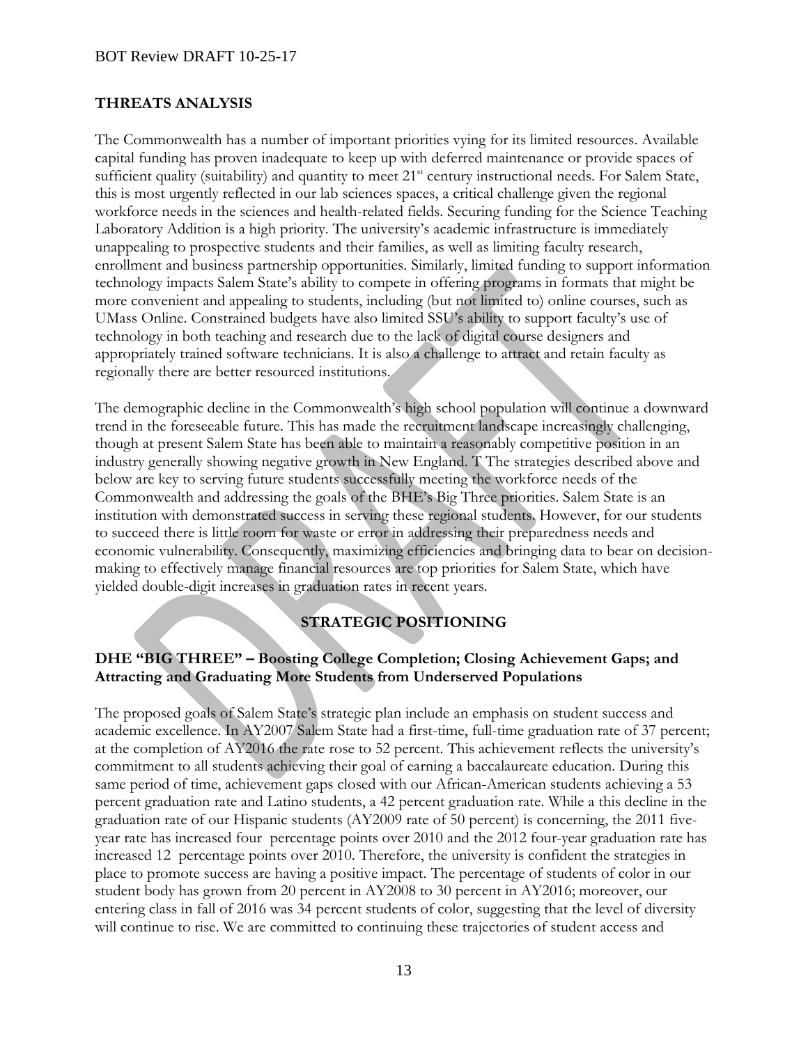## THREATS ANALYSIS

The Commonwealth has a number of important priorities vying for its limited resources. Available capital funding has proven inadequate to keep up with deferred maintenance or provide spaces of sufficient quality (suitability) and quantity to meet 21st century instructional needs. For Salem State, this is most urgently reflected in our lab sciences spaces, a critical challenge given the regional workforce needs in the sciences and health-related fields. Securing funding for the Science Teaching Laboratory Addition is a high priority. The university's academic infrastructure is immediately unappealing to prospective students and their families, as well as limiting faculty research, enrollment and business partnership opportunities. Similarly, limited funding to support information technology impacts Salem State's ability to compete in offering programs in formats that might be more convenient and appealing to students, including (but not limited to) online courses, such as UMass Online. Constrained budgets have also limited SSU's ability to support faculty's use of technology in both teaching and research due to the lack of digital course designers and appropriately trained software technicians. It is also a challenge to attract and retain faculty as regionally there are better resourced institutions.

The demographic decline in the Commonwealth's high school population will continue a downward trend in the foreseeable future. This has made the recruitment landscape increasingly challenging, though at present Salem State has been able to maintain a reasonably competitive position in an industry generally showing negative growth in New England. T The strategies described above and below are key to serving future students successfully meeting the workforce needs of the Commonwealth and addressing the goals of the BHE's Big Three priorities. Salem State is an institution with demonstrated success in serving these regional students. However, for our students to succeed there is little room for waste or error in addressing their preparedness needs and economic vulnerability. Consequently, maximizing efficiencies and bringing data to bear on decision-making to effectively manage financial resources are top priorities for Salem State, which have yielded double-digit increases in graduation rates in recent years.

## STRATEGIC POSITIONING

### DHE "BIG THREE" – Boosting College Completion; Closing Achievement Gaps; and Attracting and Graduating More Students from Underserved Populations

The proposed goals of Salem State's strategic plan include an emphasis on student success and academic excellence. In AY2007 Salem State had a first-time, full-time graduation rate of 37 percent; at the completion of AY2016 the rate rose to 52 percent. This achievement reflects the university's commitment to all students achieving their goal of earning a baccalaureate education. During this same period of time, achievement gaps closed with our African-American students achieving a 53 percent graduation rate and Latino students, a 42 percent graduation rate. While a this decline in the graduation rate of our Hispanic students (AY2009 rate of 50 percent) is concerning, the 2011 five-year rate has increased four percentage points over 2010 and the 2012 four-year graduation rate has increased 12 percentage points over 2010. Therefore, the university is confident the strategies in place to promote success are having a positive impact. The percentage of students of color in our student body has grown from 20 percent in AY2008 to 30 percent in AY2016; moreover, our entering class in fall of 2016 was 34 percent students of color, suggesting that the level of diversity will continue to rise. We are committed to continuing these trajectories of student access and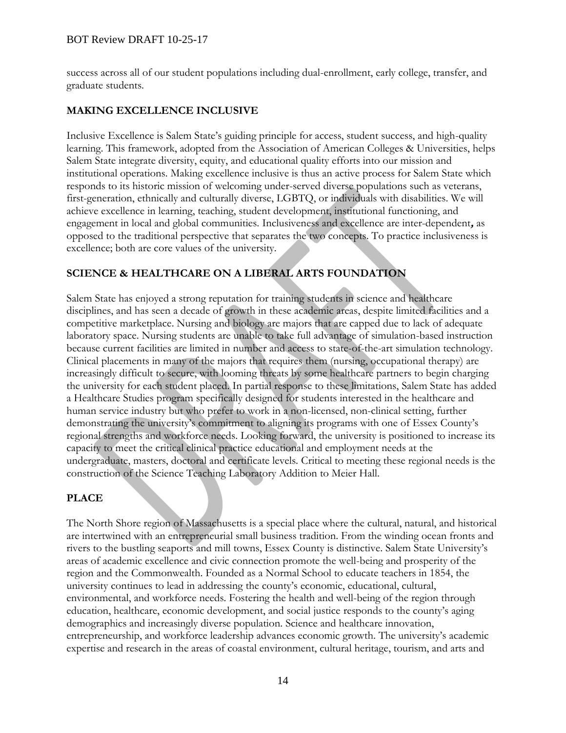success across all of our student populations including dual-enrollment, early college, transfer, and graduate students.

## MAKING EXCELLENCE INCLUSIVE

Inclusive Excellence is Salem State's guiding principle for access, student success, and high-quality learning. This framework, adopted from the Association of American Colleges & Universities, helps Salem State integrate diversity, equity, and educational quality efforts into our mission and institutional operations. Making excellence inclusive is thus an active process for Salem State which responds to its historic mission of welcoming under-served diverse populations such as veterans, first-generation, ethnically and culturally diverse, LGBTQ, or individuals with disabilities. We will achieve excellence in learning, teaching, student development, institutional functioning, and engagement in local and global communities. Inclusiveness and excellence are inter-dependent**,** as opposed to the traditional perspective that separates the two concepts. To practice inclusiveness is excellence; both are core values of the university.

## SCIENCE & HEALTHCARE ON A LIBERAL ARTS FOUNDATION

Salem State has enjoyed a strong reputation for training students in science and healthcare disciplines, and has seen a decade of growth in these academic areas, despite limited facilities and a competitive marketplace. Nursing and biology are majors that are capped due to lack of adequate laboratory space. Nursing students are unable to take full advantage of simulation-based instruction because current facilities are limited in number and access to state-of-the-art simulation technology. Clinical placements in many of the majors that requires them (nursing, occupational therapy) are increasingly difficult to secure, with looming threats by some healthcare partners to begin charging the university for each student placed. In partial response to these limitations, Salem State has added a Healthcare Studies program specifically designed for students interested in the healthcare and human service industry but who prefer to work in a non-licensed, non-clinical setting, further demonstrating the university's commitment to aligning its programs with one of Essex County's regional strengths and workforce needs. Looking forward, the university is positioned to increase its capacity to meet the critical clinical practice educational and employment needs at the undergraduate, masters, doctoral and certificate levels. Critical to meeting these regional needs is the construction of the Science Teaching Laboratory Addition to Meier Hall.

## PLACE

The North Shore region of Massachusetts is a special place where the cultural, natural, and historical are intertwined with an entrepreneurial small business tradition. From the winding ocean fronts and rivers to the bustling seaports and mill towns, Essex County is distinctive. Salem State University's areas of academic excellence and civic connection promote the well-being and prosperity of the region and the Commonwealth. Founded as a Normal School to educate teachers in 1854, the university continues to lead in addressing the county's economic, educational, cultural, environmental, and workforce needs. Fostering the health and well-being of the region through education, healthcare, economic development, and social justice responds to the county's aging demographics and increasingly diverse population. Science and healthcare innovation, entrepreneurship, and workforce leadership advances economic growth. The university's academic expertise and research in the areas of coastal environment, cultural heritage, tourism, and arts and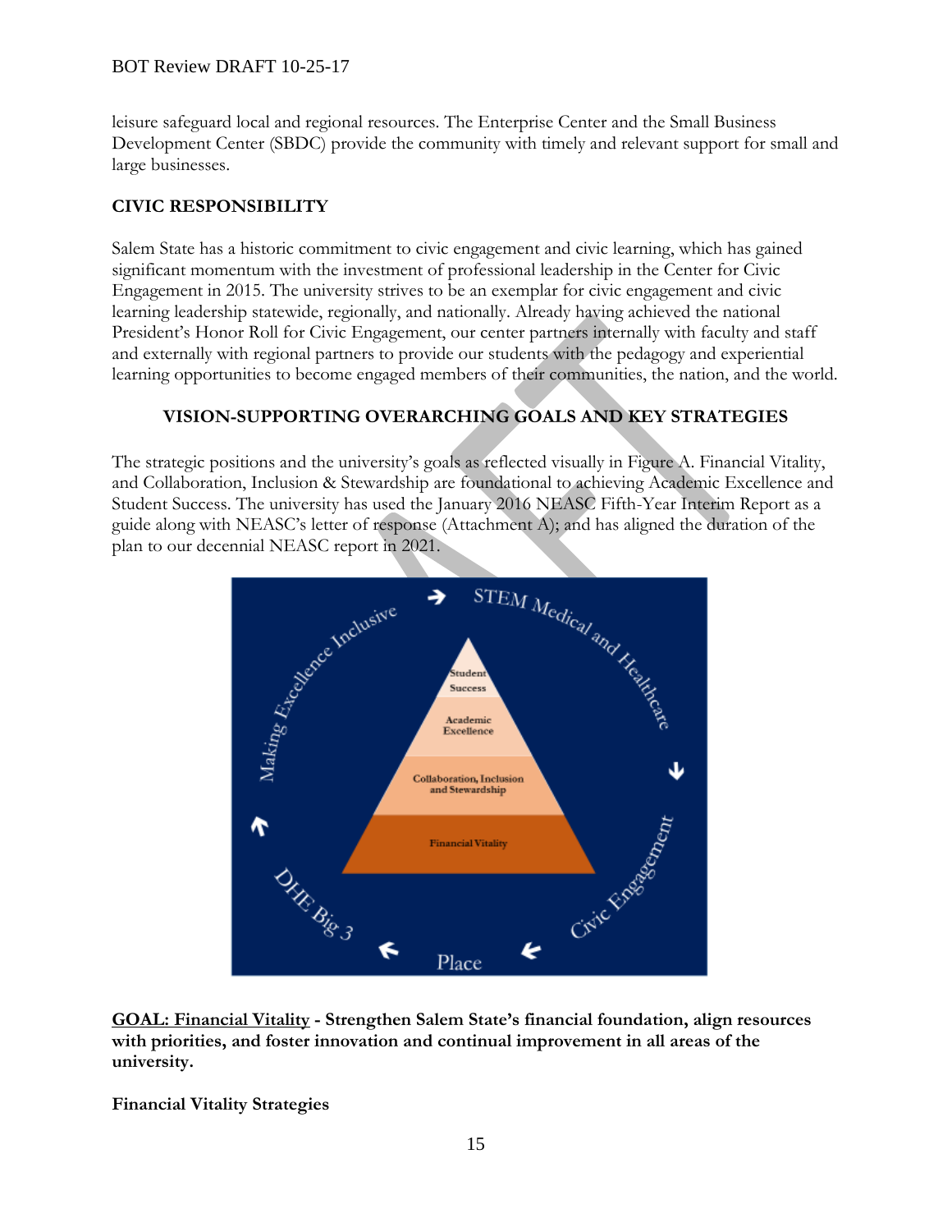leisure safeguard local and regional resources. The Enterprise Center and the Small Business Development Center (SBDC) provide the community with timely and relevant support for small and large businesses.

**CIVIC RESPONSIBILITY**

Salem State has a historic commitment to civic engagement and civic learning, which has gained significant momentum with the investment of professional leadership in the Center for Civic Engagement in 2015. The university strives to be an exemplar for civic engagement and civic learning leadership statewide, regionally, and nationally. Already having achieved the national President's Honor Roll for Civic Engagement, our center partners internally with faculty and staff and externally with regional partners to provide our students with the pedagogy and experiential learning opportunities to become engaged members of their communities, the nation, and the world.

## VISION-SUPPORTING OVERARCHING GOALS AND KEY STRATEGIES

The strategic positions and the university's goals as reflected visually in Figure A. Financial Vitality, and Collaboration, Inclusion & Stewardship are foundational to achieving Academic Excellence and Student Success. The university has used the January 2016 NEASC Fifth-Year Interim Report as a guide along with NEASC's letter of response (Attachment A); and has aligned the duration of the plan to our decennial NEASC report in 2021.

**GOAL: Financial Vitality - Strengthen Salem State's financial foundation, align resources with priorities, and foster innovation and continual improvement in all areas of the university.**

**Financial Vitality Strategies**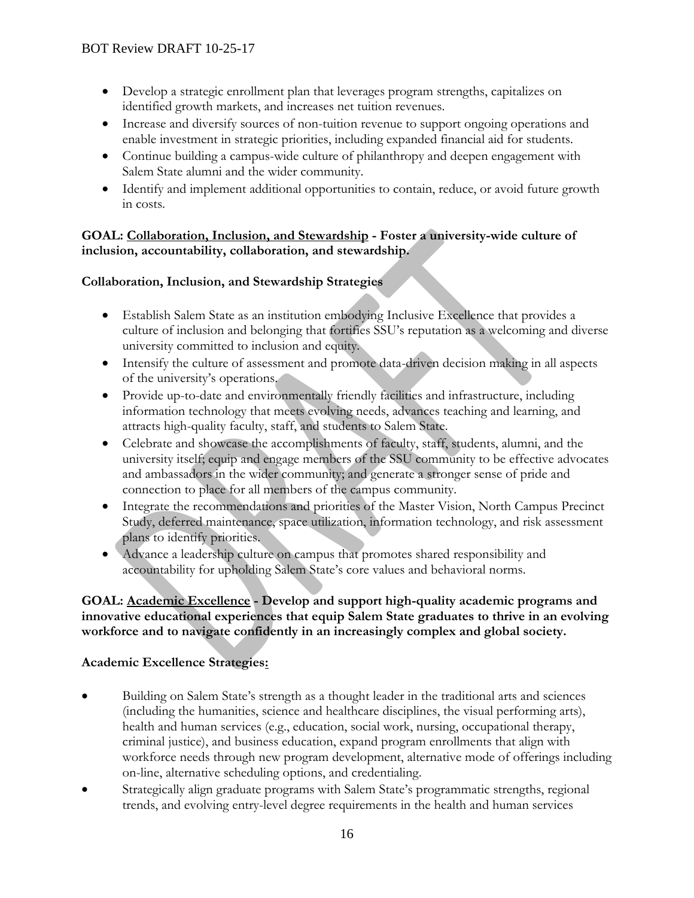- Develop a strategic enrollment plan that leverages program strengths, capitalizes on identified growth markets, and increases net tuition revenues.
- Increase and diversify sources of non-tuition revenue to support ongoing operations and enable investment in strategic priorities, including expanded financial aid for students.
- Continue building a campus-wide culture of philanthropy and deepen engagement with Salem State alumni and the wider community.
- Identify and implement additional opportunities to contain, reduce, or avoid future growth in costs.

**GOAL: <u>Collaboration, Inclusion, and Stewardship</u> - Foster a university-wide culture of inclusion, accountability, collaboration, and stewardship.**

**Collaboration, Inclusion, and Stewardship Strategies**

- Establish Salem State as an institution embodying Inclusive Excellence that provides a culture of inclusion and belonging that fortifies SSU's reputation as a welcoming and diverse university committed to inclusion and equity.
- Intensify the culture of assessment and promote data-driven decision making in all aspects of the university's operations.
- Provide up-to-date and environmentally friendly facilities and infrastructure, including information technology that meets evolving needs, advances teaching and learning, and attracts high-quality faculty, staff, and students to Salem State.
- Celebrate and showcase the accomplishments of faculty, staff, students, alumni, and the university itself; equip and engage members of the SSU community to be effective advocates and ambassadors in the wider community; and generate a stronger sense of pride and connection to place for all members of the campus community.
- Integrate the recommendations and priorities of the Master Vision, North Campus Precinct Study, deferred maintenance, space utilization, information technology, and risk assessment plans to identify priorities.
- Advance a leadership culture on campus that promotes shared responsibility and accountability for upholding Salem State's core values and behavioral norms.

**GOAL: <u>Academic Excellence</u> - Develop and support high-quality academic programs and innovative educational experiences that equip Salem State graduates to thrive in an evolving workforce and to navigate confidently in an increasingly complex and global society.**

**Academic Excellence Strategies:**

- Building on Salem State's strength as a thought leader in the traditional arts and sciences (including the humanities, science and healthcare disciplines, the visual performing arts), health and human services (e.g., education, social work, nursing, occupational therapy, criminal justice), and business education, expand program enrollments that align with workforce needs through new program development, alternative mode of offerings including on-line, alternative scheduling options, and credentialing.
- Strategically align graduate programs with Salem State's programmatic strengths, regional trends, and evolving entry-level degree requirements in the health and human services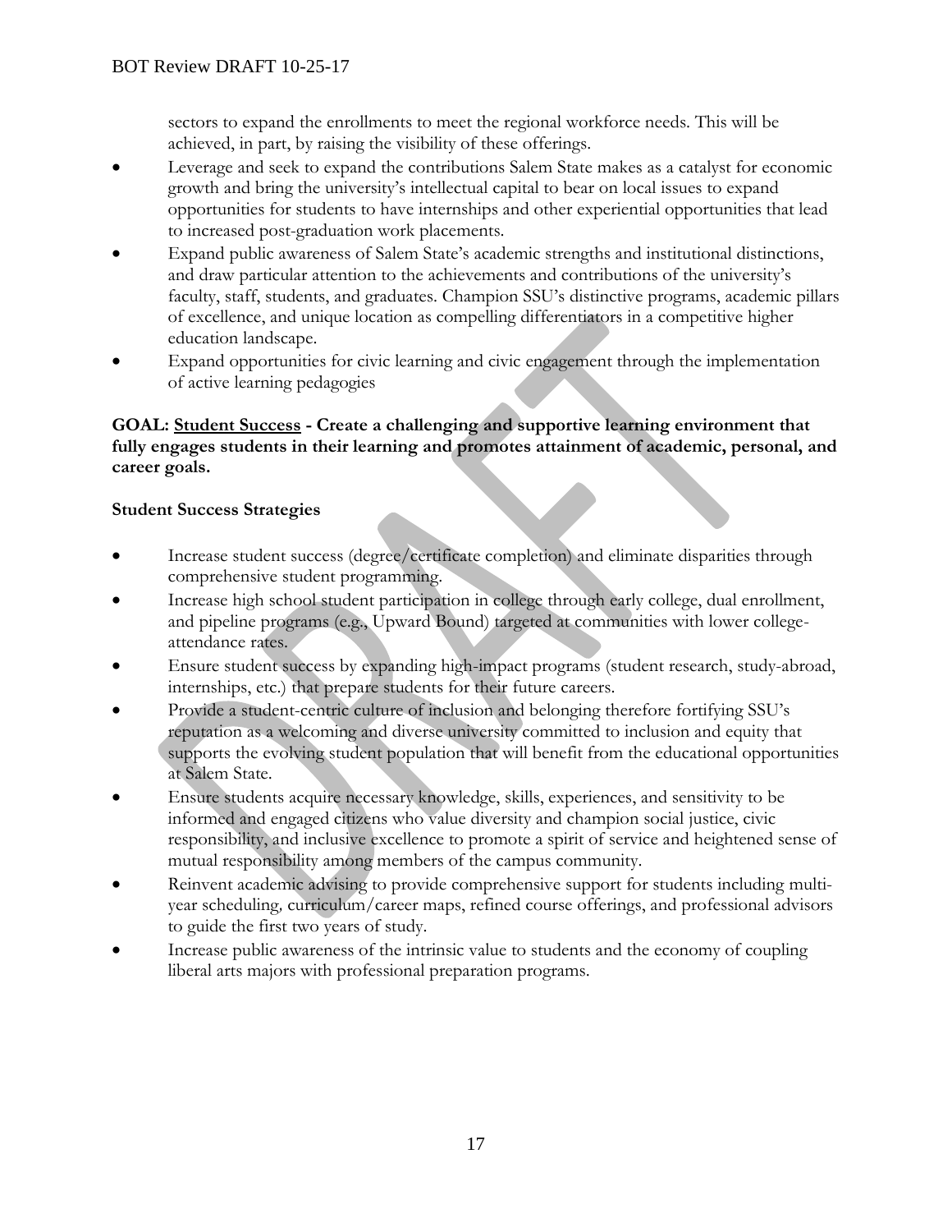sectors to expand the enrollments to meet the regional workforce needs. This will be achieved, in part, by raising the visibility of these offerings.

- Leverage and seek to expand the contributions Salem State makes as a catalyst for economic growth and bring the university's intellectual capital to bear on local issues to expand opportunities for students to have internships and other experiential opportunities that lead to increased post-graduation work placements.
- Expand public awareness of Salem State's academic strengths and institutional distinctions, and draw particular attention to the achievements and contributions of the university's faculty, staff, students, and graduates. Champion SSU's distinctive programs, academic pillars of excellence, and unique location as compelling differentiators in a competitive higher education landscape.
- Expand opportunities for civic learning and civic engagement through the implementation of active learning pedagogies

**GOAL: Student Success - Create a challenging and supportive learning environment that fully engages students in their learning and promotes attainment of academic, personal, and career goals.**

**Student Success Strategies**

- Increase student success (degree/certificate completion) and eliminate disparities through comprehensive student programming.
- Increase high school student participation in college through early college, dual enrollment, and pipeline programs (e.g., Upward Bound) targeted at communities with lower college-attendance rates.
- Ensure student success by expanding high-impact programs (student research, study-abroad, internships, etc.) that prepare students for their future careers.
- Provide a student-centric culture of inclusion and belonging therefore fortifying SSU's reputation as a welcoming and diverse university committed to inclusion and equity that supports the evolving student population that will benefit from the educational opportunities at Salem State.
- Ensure students acquire necessary knowledge, skills, experiences, and sensitivity to be informed and engaged citizens who value diversity and champion social justice, civic responsibility, and inclusive excellence to promote a spirit of service and heightened sense of mutual responsibility among members of the campus community.
- Reinvent academic advising to provide comprehensive support for students including multi-year scheduling, curriculum/career maps, refined course offerings, and professional advisors to guide the first two years of study.
- Increase public awareness of the intrinsic value to students and the economy of coupling liberal arts majors with professional preparation programs.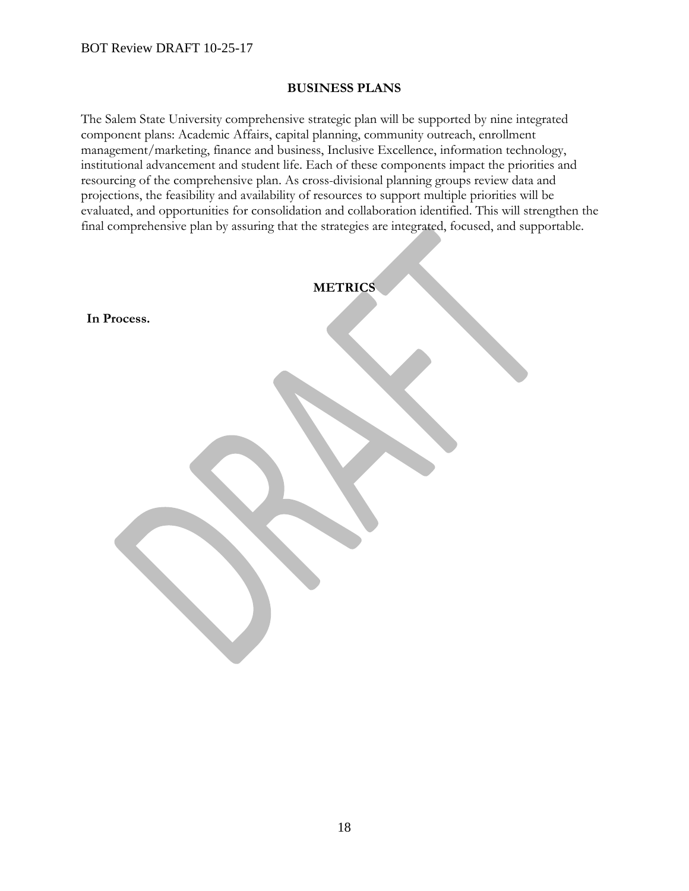## BUSINESS PLANS

The Salem State University comprehensive strategic plan will be supported by nine integrated component plans: Academic Affairs, capital planning, community outreach, enrollment management/marketing, finance and business, Inclusive Excellence, information technology, institutional advancement and student life. Each of these components impact the priorities and resourcing of the comprehensive plan. As cross-divisional planning groups review data and projections, the feasibility and availability of resources to support multiple priorities will be evaluated, and opportunities for consolidation and collaboration identified. This will strengthen the final comprehensive plan by assuring that the strategies are integrated, focused, and supportable.

## METRICS

**In Process.**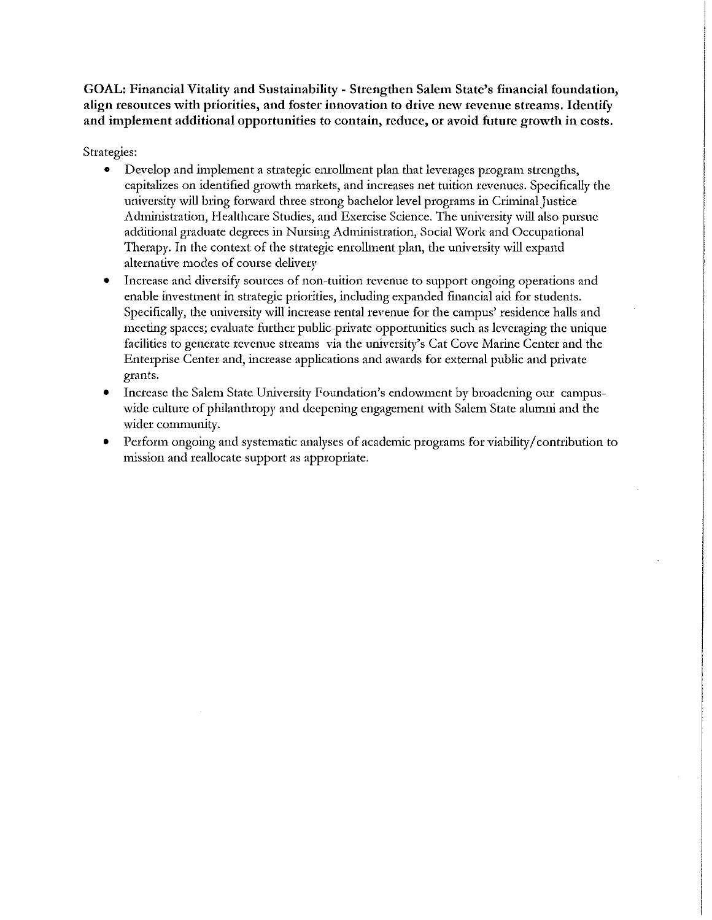**GOAL: Financial Vitality and Sustainability - Strengthen Salem State's financial foundation, align resources with priorities, and foster innovation to drive new revenue streams. Identify and implement additional opportunities to contain, reduce, or avoid future growth in costs.**

Strategies:

- Develop and implement a strategic enrollment plan that leverages program strengths, capitalizes on identified growth markets, and increases net tuition revenues. Specifically the university will bring forward three strong bachelor level programs in Criminal Justice Administration, Healthcare Studies, and Exercise Science. The university will also pursue additional graduate degrees in Nursing Administration, Social Work and Occupational Therapy. In the context of the strategic enrollment plan, the university will expand alternative modes of course delivery
- Increase and diversify sources of non-tuition revenue to support ongoing operations and enable investment in strategic priorities, including expanded financial aid for students. Specifically, the university will increase rental revenue for the campus' residence halls and meeting spaces; evaluate further public-private opportunities such as leveraging the unique facilities to generate revenue streams via the university's Cat Cove Marine Center and the Enterprise Center and, increase applications and awards for external public and private grants.
- Increase the Salem State University Foundation's endowment by broadening our campus-wide culture of philanthropy and deepening engagement with Salem State alumni and the wider community.
- Perform ongoing and systematic analyses of academic programs for viability/contribution to mission and reallocate support as appropriate.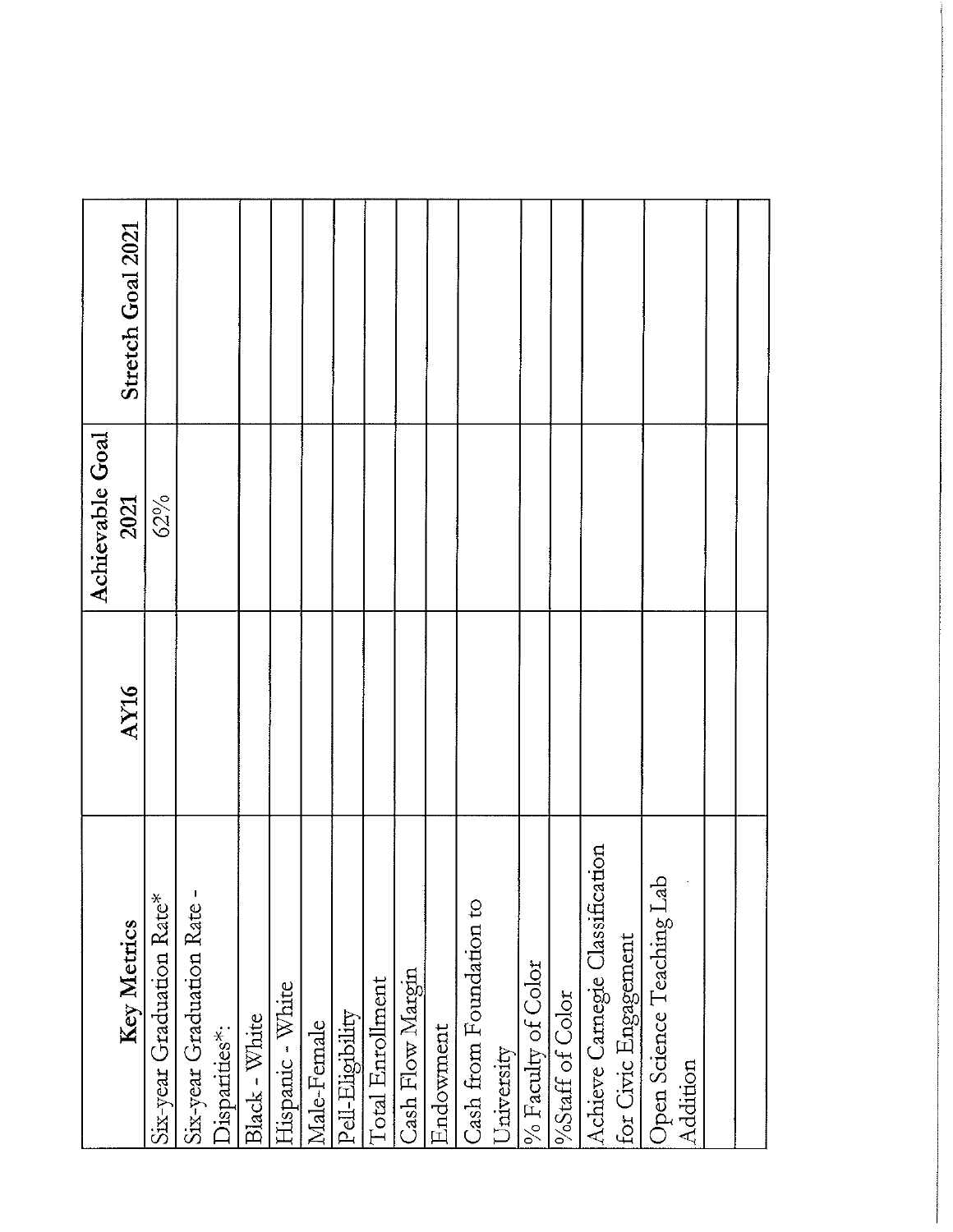| Key Metrics | AY16 | Achievable Goal 2021 | Stretch Goal 2021 |
|---|---|---|---|
| Six-year Graduation Rate* | | 62% | |
| Six-year Graduation Rate - Disparities*: | | | |
| Black - White | | | |
| Hispanic - White | | | |
| Male-Female | | | |
| Pell-Eligibility | | | |
| Total Enrollment | | | |
| Cash Flow Margin | | | |
| Endowment | | | |
| Cash from Foundation to University | | | |
| % Faculty of Color | | | |
| %Staff of Color | | | |
| Achieve Carnegie Classification for Civic Engagement | | | |
| Open Science Teaching Lab Addition | | | |
| | | | |
| | | | |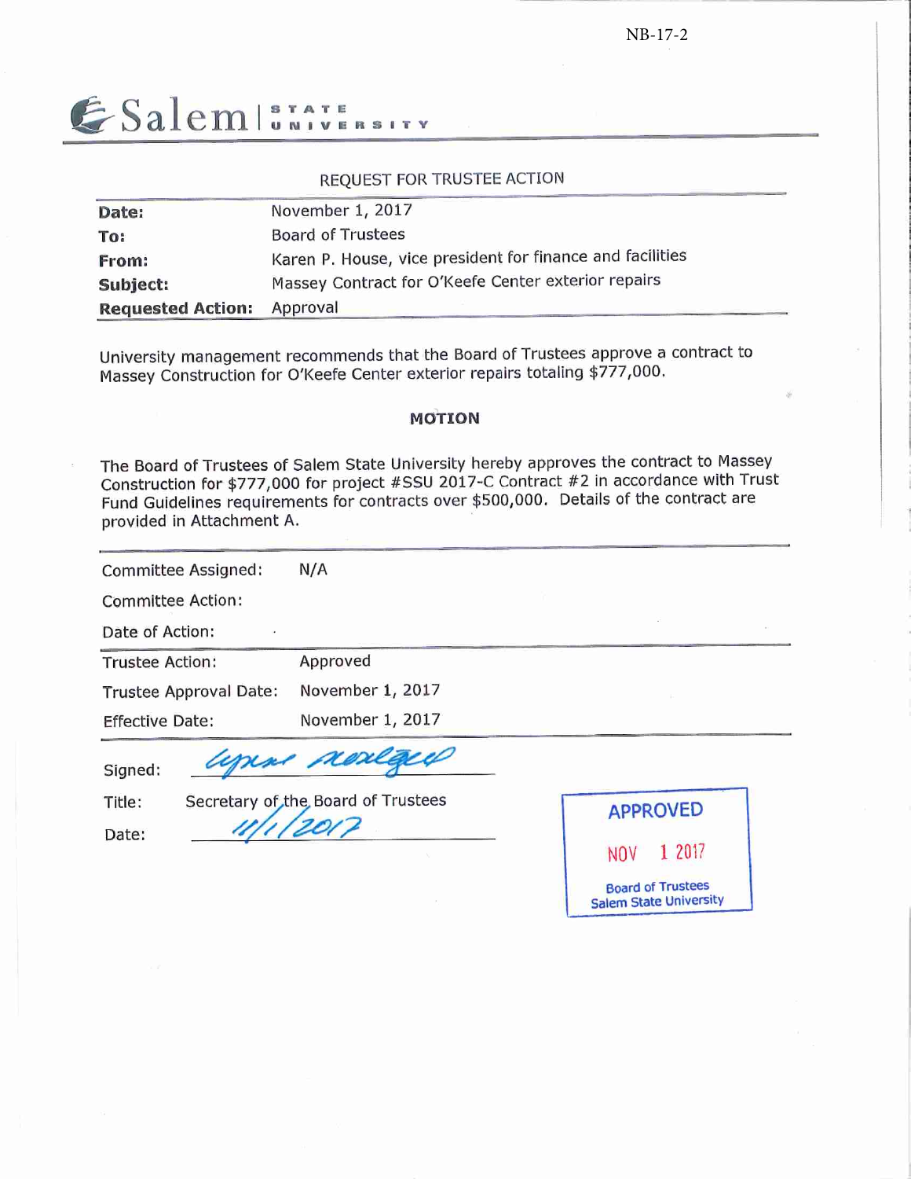NB-17-2

Salem | STATE UNIVERSITY

## REQUEST FOR TRUSTEE ACTION

| | |
|---|---|
| **Date:** | November 1, 2017 |
| **To:** | Board of Trustees |
| **From:** | Karen P. House, vice president for finance and facilities |
| **Subject:** | Massey Contract for O'Keefe Center exterior repairs |
| **Requested Action:** | Approval |

University management recommends that the Board of Trustees approve a contract to Massey Construction for O'Keefe Center exterior repairs totaling $777,000.

### MOTION

The Board of Trustees of Salem State University hereby approves the contract to Massey Construction for $777,000 for project #SSU 2017-C Contract #2 in accordance with Trust Fund Guidelines requirements for contracts over $500,000. Details of the contract are provided in Attachment A.

| | |
|---|---|
| Committee Assigned: | N/A |
| Committee Action: | |
| Date of Action: | |
| Trustee Action: | Approved |
| Trustee Approval Date: | November 1, 2017 |
| Effective Date: | November 1, 2017 |

Signed: [signature]

Title: Secretary of the Board of Trustees

Date: 11/1/2017

APPROVED
NOV 1 2017
Board of Trustees
Salem State University